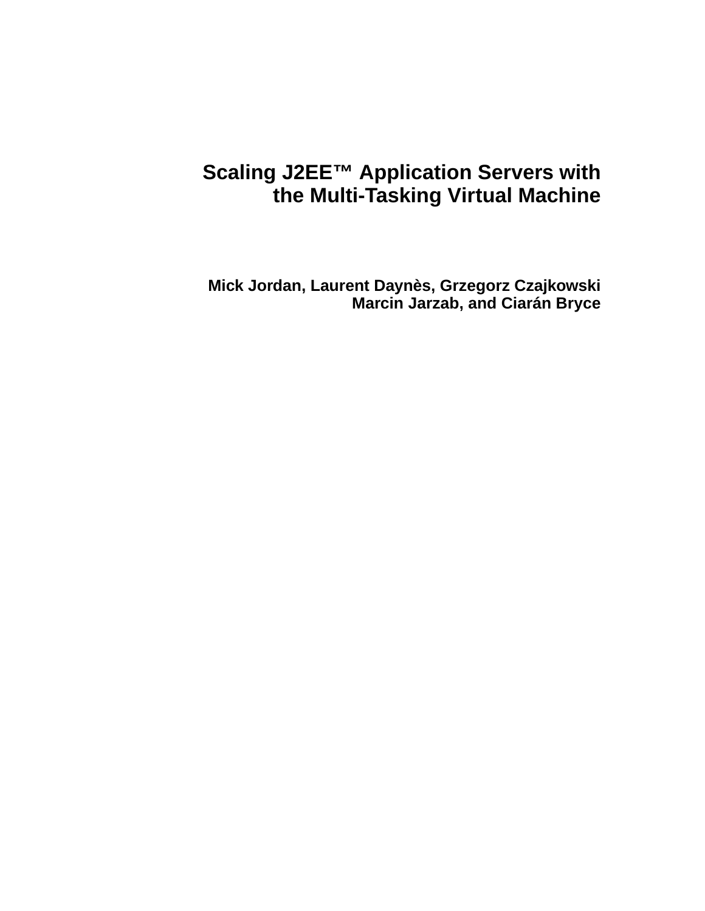# Scaling J2EE™ Application Servers with the Multi-Tasking Virtual Machine

**Mick Jordan, Laurent Daynès, Grzegorz Czajkowski**
**Marcin Jarzab, and Ciarán Bryce**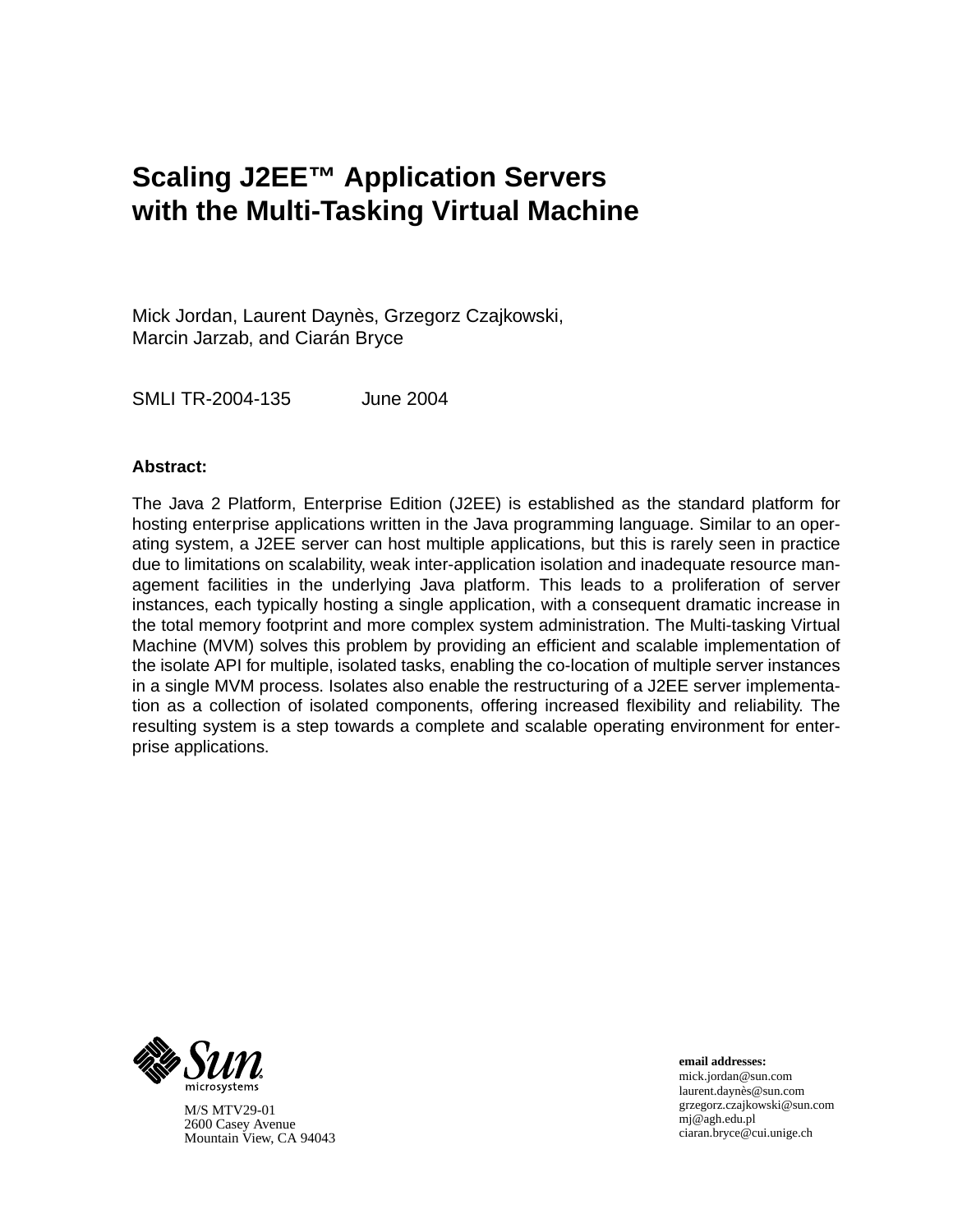# Scaling J2EE™ Application Servers with the Multi-Tasking Virtual Machine

Mick Jordan, Laurent Daynès, Grzegorz Czajkowski,
Marcin Jarzab, and Ciarán Bryce

SMLI TR-2004-135 June 2004

**Abstract:**

The Java 2 Platform, Enterprise Edition (J2EE) is established as the standard platform for hosting enterprise applications written in the Java programming language. Similar to an operating system, a J2EE server can host multiple applications, but this is rarely seen in practice due to limitations on scalability, weak inter-application isolation and inadequate resource management facilities in the underlying Java platform. This leads to a proliferation of server instances, each typically hosting a single application, with a consequent dramatic increase in the total memory footprint and more complex system administration. The Multi-tasking Virtual Machine (MVM) solves this problem by providing an efficient and scalable implementation of the isolate API for multiple, isolated tasks, enabling the co-location of multiple server instances in a single MVM process. Isolates also enable the restructuring of a J2EE server implementation as a collection of isolated components, offering increased flexibility and reliability. The resulting system is a step towards a complete and scalable operating environment for enterprise applications.

M/S MTV29-01
2600 Casey Avenue
Mountain View, CA 94043

**email addresses:**
mick.jordan@sun.com
laurent.daynès@sun.com
grzegorz.czajkowski@sun.com
mj@agh.edu.pl
ciaran.bryce@cui.unige.ch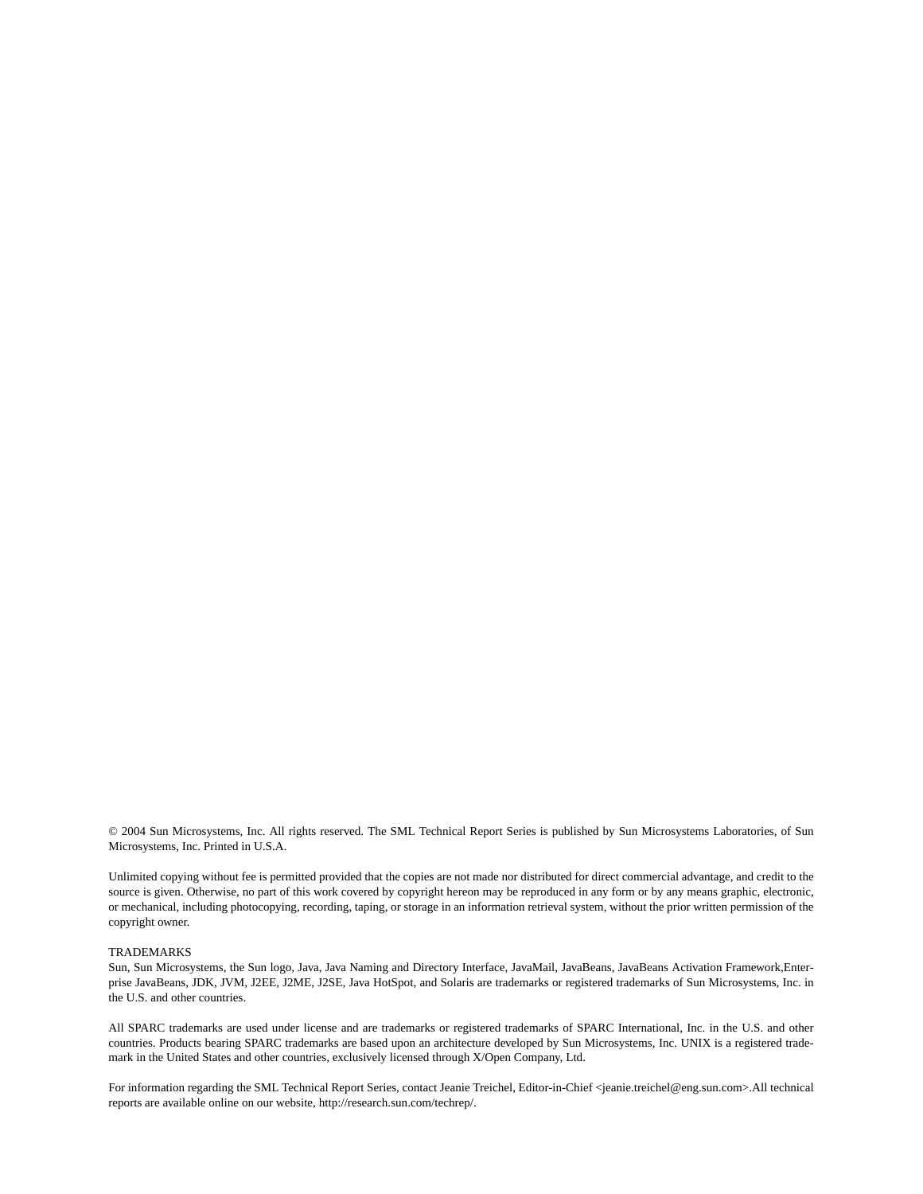© 2004 Sun Microsystems, Inc. All rights reserved. The SML Technical Report Series is published by Sun Microsystems Laboratories, of Sun Microsystems, Inc. Printed in U.S.A.

Unlimited copying without fee is permitted provided that the copies are not made nor distributed for direct commercial advantage, and credit to the source is given. Otherwise, no part of this work covered by copyright hereon may be reproduced in any form or by any means graphic, electronic, or mechanical, including photocopying, recording, taping, or storage in an information retrieval system, without the prior written permission of the copyright owner.

TRADEMARKS
Sun, Sun Microsystems, the Sun logo, Java, Java Naming and Directory Interface, JavaMail, JavaBeans, JavaBeans Activation Framework,Enterprise JavaBeans, JDK, JVM, J2EE, J2ME, J2SE, Java HotSpot, and Solaris are trademarks or registered trademarks of Sun Microsystems, Inc. in the U.S. and other countries.

All SPARC trademarks are used under license and are trademarks or registered trademarks of SPARC International, Inc. in the U.S. and other countries. Products bearing SPARC trademarks are based upon an architecture developed by Sun Microsystems, Inc. UNIX is a registered trademark in the United States and other countries, exclusively licensed through X/Open Company, Ltd.

For information regarding the SML Technical Report Series, contact Jeanie Treichel, Editor-in-Chief <jeanie.treichel@eng.sun.com>.All technical reports are available online on our website, http://research.sun.com/techrep/.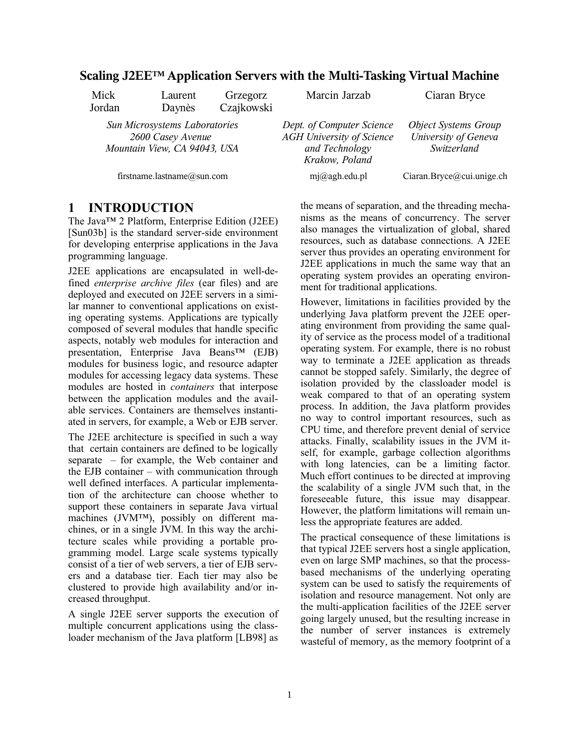# Scaling J2EE™ Application Servers with the Multi-Tasking Virtual Machine

Mick Jordan, Laurent Daynès, Grzegorz Czajkowski
*Sun Microsystems Laboratories*
*2600 Casey Avenue*
*Mountain View, CA 94043, USA*
firstname.lastname@sun.com

Marcin Jarzab
*Dept. of Computer Science*
*AGH University of Science and Technology*
*Krakow, Poland*
mj@agh.edu.pl

Ciaran Bryce
*Object Systems Group*
*University of Geneva*
*Switzerland*
Ciaran.Bryce@cui.unige.ch

## 1 INTRODUCTION

The Java™ 2 Platform, Enterprise Edition (J2EE) [Sun03b] is the standard server-side environment for developing enterprise applications in the Java programming language.

J2EE applications are encapsulated in well-defined *enterprise archive files* (ear files) and are deployed and executed on J2EE servers in a similar manner to conventional applications on existing operating systems. Applications are typically composed of several modules that handle specific aspects, notably web modules for interaction and presentation, Enterprise Java Beans™ (EJB) modules for business logic, and resource adapter modules for accessing legacy data systems. These modules are hosted in *containers* that interpose between the application modules and the available services. Containers are themselves instantiated in servers, for example, a Web or EJB server.

The J2EE architecture is specified in such a way that certain containers are defined to be logically separate – for example, the Web container and the EJB container – with communication through well defined interfaces. A particular implementation of the architecture can choose whether to support these containers in separate Java virtual machines (JVM™), possibly on different machines, or in a single JVM. In this way the architecture scales while providing a portable programming model. Large scale systems typically consist of a tier of web servers, a tier of EJB servers and a database tier. Each tier may also be clustered to provide high availability and/or increased throughput.

A single J2EE server supports the execution of multiple concurrent applications using the classloader mechanism of the Java platform [LB98] as the means of separation, and the threading mechanisms as the means of concurrency. The server also manages the virtualization of global, shared resources, such as database connections. A J2EE server thus provides an operating environment for J2EE applications in much the same way that an operating system provides an operating environment for traditional applications.

However, limitations in facilities provided by the underlying Java platform prevent the J2EE operating environment from providing the same quality of service as the process model of a traditional operating system. For example, there is no robust way to terminate a J2EE application as threads cannot be stopped safely. Similarly, the degree of isolation provided by the classloader model is weak compared to that of an operating system process. In addition, the Java platform provides no way to control important resources, such as CPU time, and therefore prevent denial of service attacks. Finally, scalability issues in the JVM itself, for example, garbage collection algorithms with long latencies, can be a limiting factor. Much effort continues to be directed at improving the scalability of a single JVM such that, in the foreseeable future, this issue may disappear. However, the platform limitations will remain unless the appropriate features are added.

The practical consequence of these limitations is that typical J2EE servers host a single application, even on large SMP machines, so that the process-based mechanisms of the underlying operating system can be used to satisfy the requirements of isolation and resource management. Not only are the multi-application facilities of the J2EE server going largely unused, but the resulting increase in the number of server instances is extremely wasteful of memory, as the memory footprint of a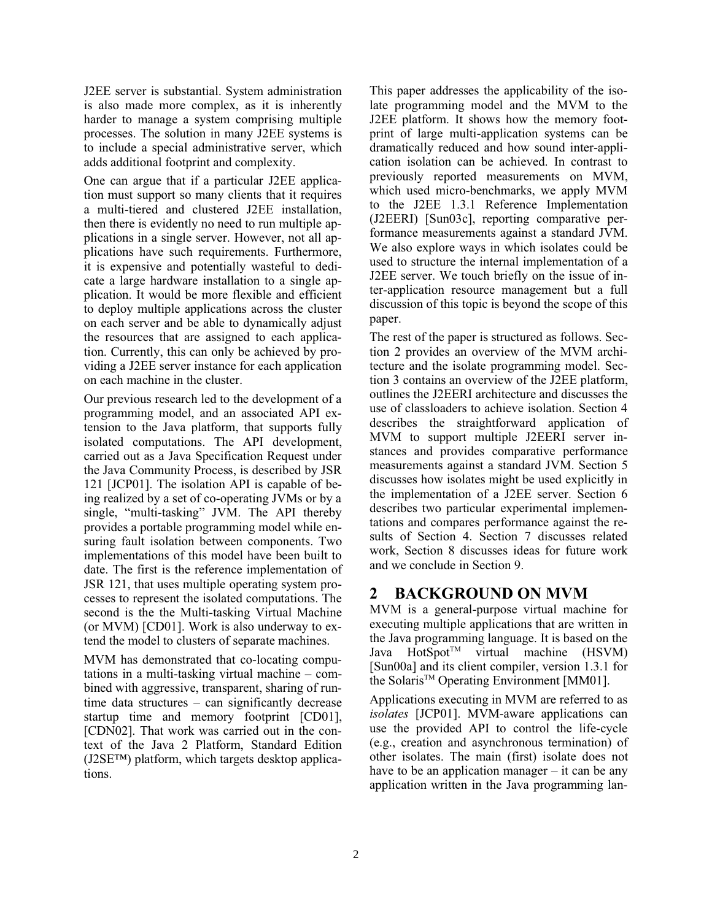J2EE server is substantial. System administration is also made more complex, as it is inherently harder to manage a system comprising multiple processes. The solution in many J2EE systems is to include a special administrative server, which adds additional footprint and complexity.

One can argue that if a particular J2EE application must support so many clients that it requires a multi-tiered and clustered J2EE installation, then there is evidently no need to run multiple applications in a single server. However, not all applications have such requirements. Furthermore, it is expensive and potentially wasteful to dedicate a large hardware installation to a single application. It would be more flexible and efficient to deploy multiple applications across the cluster on each server and be able to dynamically adjust the resources that are assigned to each application. Currently, this can only be achieved by providing a J2EE server instance for each application on each machine in the cluster.

Our previous research led to the development of a programming model, and an associated API extension to the Java platform, that supports fully isolated computations. The API development, carried out as a Java Specification Request under the Java Community Process, is described by JSR 121 [JCP01]. The isolation API is capable of being realized by a set of co-operating JVMs or by a single, "multi-tasking" JVM. The API thereby provides a portable programming model while ensuring fault isolation between components. Two implementations of this model have been built to date. The first is the reference implementation of JSR 121, that uses multiple operating system processes to represent the isolated computations. The second is the the Multi-tasking Virtual Machine (or MVM) [CD01]. Work is also underway to extend the model to clusters of separate machines.

MVM has demonstrated that co-locating computations in a multi-tasking virtual machine – combined with aggressive, transparent, sharing of runtime data structures – can significantly decrease startup time and memory footprint [CD01], [CDN02]. That work was carried out in the context of the Java 2 Platform, Standard Edition (J2SE™) platform, which targets desktop applications.

This paper addresses the applicability of the isolate programming model and the MVM to the J2EE platform. It shows how the memory footprint of large multi-application systems can be dramatically reduced and how sound inter-application isolation can be achieved. In contrast to previously reported measurements on MVM, which used micro-benchmarks, we apply MVM to the J2EE 1.3.1 Reference Implementation (J2EERI) [Sun03c], reporting comparative performance measurements against a standard JVM. We also explore ways in which isolates could be used to structure the internal implementation of a J2EE server. We touch briefly on the issue of inter-application resource management but a full discussion of this topic is beyond the scope of this paper.

The rest of the paper is structured as follows. Section 2 provides an overview of the MVM architecture and the isolate programming model. Section 3 contains an overview of the J2EE platform, outlines the J2EERI architecture and discusses the use of classloaders to achieve isolation. Section 4 describes the straightforward application of MVM to support multiple J2EERI server instances and provides comparative performance measurements against a standard JVM. Section 5 discusses how isolates might be used explicitly in the implementation of a J2EE server. Section 6 describes two particular experimental implementations and compares performance against the results of Section 4. Section 7 discusses related work, Section 8 discusses ideas for future work and we conclude in Section 9.

## 2 BACKGROUND ON MVM

MVM is a general-purpose virtual machine for executing multiple applications that are written in the Java programming language. It is based on the Java HotSpot™ virtual machine (HSVM) [Sun00a] and its client compiler, version 1.3.1 for the Solaris™ Operating Environment [MM01].

Applications executing in MVM are referred to as *isolates* [JCP01]. MVM-aware applications can use the provided API to control the life-cycle (e.g., creation and asynchronous termination) of other isolates. The main (first) isolate does not have to be an application manager – it can be any application written in the Java programming lan-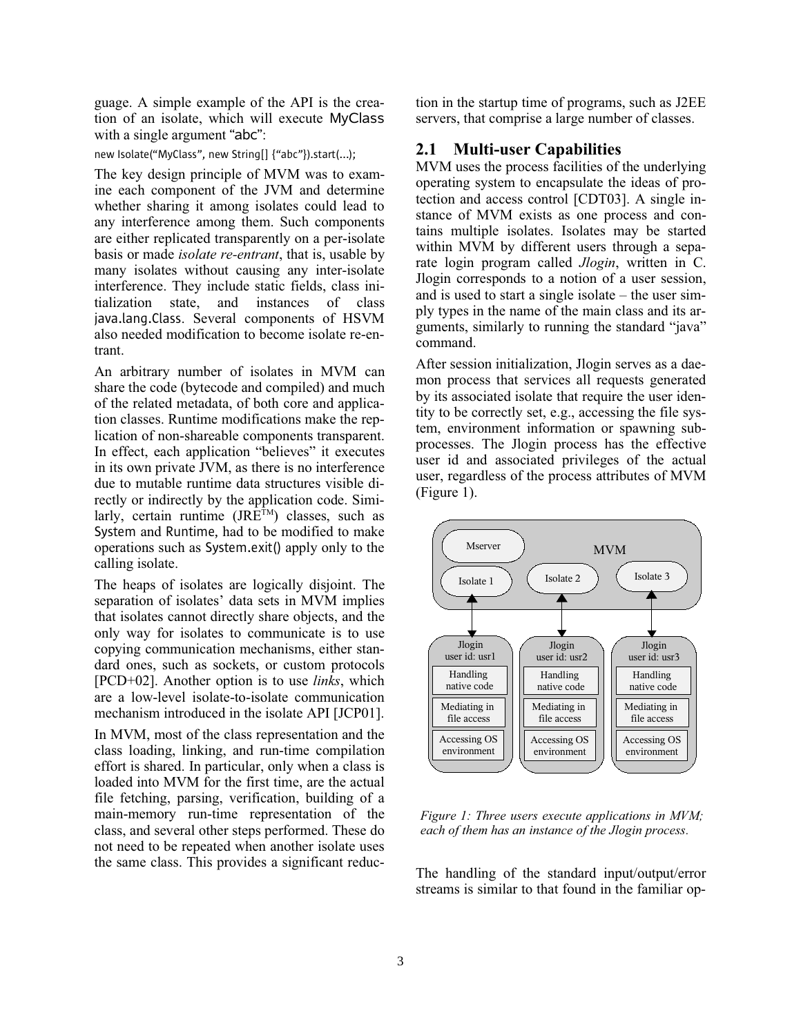guage. A simple example of the API is the creation of an isolate, which will execute MyClass with a single argument "abc":

```
new Isolate("MyClass", new String[] {"abc"}).start(...);
```

The key design principle of MVM was to examine each component of the JVM and determine whether sharing it among isolates could lead to any interference among them. Such components are either replicated transparently on a per-isolate basis or made *isolate re-entrant*, that is, usable by many isolates without causing any inter-isolate interference. They include static fields, class initialization state, and instances of class java.lang.Class. Several components of HSVM also needed modification to become isolate re-entrant.

An arbitrary number of isolates in MVM can share the code (bytecode and compiled) and much of the related metadata, of both core and application classes. Runtime modifications make the replication of non-shareable components transparent. In effect, each application "believes" it executes in its own private JVM, as there is no interference due to mutable runtime data structures visible directly or indirectly by the application code. Similarly, certain runtime (JRE™) classes, such as System and Runtime, had to be modified to make operations such as System.exit() apply only to the calling isolate.

The heaps of isolates are logically disjoint. The separation of isolates' data sets in MVM implies that isolates cannot directly share objects, and the only way for isolates to communicate is to use copying communication mechanisms, either standard ones, such as sockets, or custom protocols [PCD+02]. Another option is to use *links*, which are a low-level isolate-to-isolate communication mechanism introduced in the isolate API [JCP01].

In MVM, most of the class representation and the class loading, linking, and run-time compilation effort is shared. In particular, only when a class is loaded into MVM for the first time, are the actual file fetching, parsing, verification, building of a main-memory run-time representation of the class, and several other steps performed. These do not need to be repeated when another isolate uses the same class. This provides a significant reduction in the startup time of programs, such as J2EE servers, that comprise a large number of classes.

## 2.1 Multi-user Capabilities

MVM uses the process facilities of the underlying operating system to encapsulate the ideas of protection and access control [CDT03]. A single instance of MVM exists as one process and contains multiple isolates. Isolates may be started within MVM by different users through a separate login program called *Jlogin*, written in C. Jlogin corresponds to a notion of a user session, and is used to start a single isolate – the user simply types in the name of the main class and its arguments, similarly to running the standard "java" command.

After session initialization, Jlogin serves as a daemon process that services all requests generated by its associated isolate that require the user identity to be correctly set, e.g., accessing the file system, environment information or spawning subprocesses. The Jlogin process has the effective user id and associated privileges of the actual user, regardless of the process attributes of MVM (Figure 1).

*Figure 1: Three users execute applications in MVM; each of them has an instance of the Jlogin process.*

The handling of the standard input/output/error streams is similar to that found in the familiar op-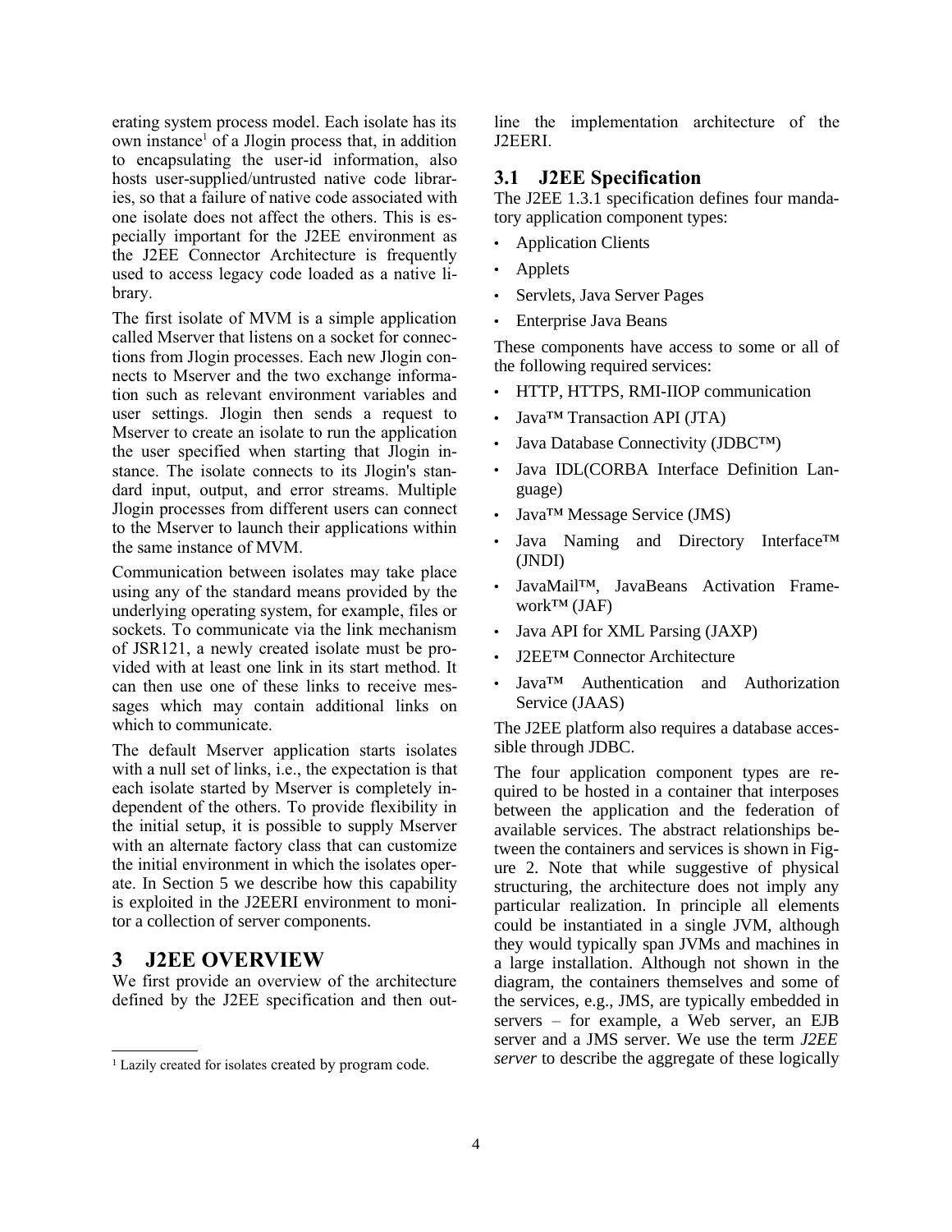erating system process model. Each isolate has its own instance[1] of a Jlogin process that, in addition to encapsulating the user-id information, also hosts user-supplied/untrusted native code libraries, so that a failure of native code associated with one isolate does not affect the others. This is especially important for the J2EE environment as the J2EE Connector Architecture is frequently used to access legacy code loaded as a native library.

The first isolate of MVM is a simple application called Mserver that listens on a socket for connections from Jlogin processes. Each new Jlogin connects to Mserver and the two exchange information such as relevant environment variables and user settings. Jlogin then sends a request to Mserver to create an isolate to run the application the user specified when starting that Jlogin instance. The isolate connects to its Jlogin's standard input, output, and error streams. Multiple Jlogin processes from different users can connect to the Mserver to launch their applications within the same instance of MVM.

Communication between isolates may take place using any of the standard means provided by the underlying operating system, for example, files or sockets. To communicate via the link mechanism of JSR121, a newly created isolate must be provided with at least one link in its start method. It can then use one of these links to receive messages which may contain additional links on which to communicate.

The default Mserver application starts isolates with a null set of links, i.e., the expectation is that each isolate started by Mserver is completely independent of the others. To provide flexibility in the initial setup, it is possible to supply Mserver with an alternate factory class that can customize the initial environment in which the isolates operate. In Section 5 we describe how this capability is exploited in the J2EERI environment to monitor a collection of server components.

# 3 J2EE OVERVIEW

We first provide an overview of the architecture defined by the J2EE specification and then outline the implementation architecture of the J2EERI.

## 3.1 J2EE Specification

The J2EE 1.3.1 specification defines four mandatory application component types:

- Application Clients
- Applets
- Servlets, Java Server Pages
- Enterprise Java Beans

These components have access to some or all of the following required services:

- HTTP, HTTPS, RMI-IIOP communication
- Java™ Transaction API (JTA)
- Java Database Connectivity (JDBC™)
- Java IDL(CORBA Interface Definition Language)
- Java™ Message Service (JMS)
- Java Naming and Directory Interface™ (JNDI)
- JavaMail™, JavaBeans Activation Framework™ (JAF)
- Java API for XML Parsing (JAXP)
- J2EE™ Connector Architecture
- Java™ Authentication and Authorization Service (JAAS)

The J2EE platform also requires a database accessible through JDBC.

The four application component types are required to be hosted in a container that interposes between the application and the federation of available services. The abstract relationships between the containers and services is shown in Figure 2. Note that while suggestive of physical structuring, the architecture does not imply any particular realization. In principle all elements could be instantiated in a single JVM, although they would typically span JVMs and machines in a large installation. Although not shown in the diagram, the containers themselves and some of the services, e.g., JMS, are typically embedded in servers – for example, a Web server, an EJB server and a JMS server. We use the term *J2EE server* to describe the aggregate of these logically

[1] Lazily created for isolates created by program code.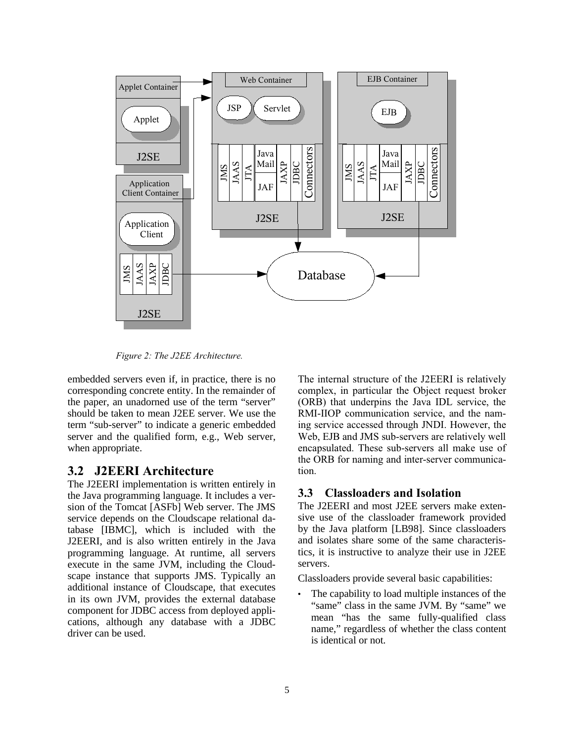*Figure 2: The J2EE Architecture.*

embedded servers even if, in practice, there is no corresponding concrete entity. In the remainder of the paper, an unadorned use of the term "server" should be taken to mean J2EE server. We use the term "sub-server" to indicate a generic embedded server and the qualified form, e.g., Web server, when appropriate.

## 3.2 J2EERI Architecture

The J2EERI implementation is written entirely in the Java programming language. It includes a version of the Tomcat [ASFb] Web server. The JMS service depends on the Cloudscape relational database [IBMC], which is included with the J2EERI, and is also written entirely in the Java programming language. At runtime, all servers execute in the same JVM, including the Cloudscape instance that supports JMS. Typically an additional instance of Cloudscape, that executes in its own JVM, provides the external database component for JDBC access from deployed applications, although any database with a JDBC driver can be used.

The internal structure of the J2EERI is relatively complex, in particular the Object request broker (ORB) that underpins the Java IDL service, the RMI-IIOP communication service, and the naming service accessed through JNDI. However, the Web, EJB and JMS sub-servers are relatively well encapsulated. These sub-servers all make use of the ORB for naming and inter-server communication.

## 3.3 Classloaders and Isolation

The J2EERI and most J2EE servers make extensive use of the classloader framework provided by the Java platform [LB98]. Since classloaders and isolates share some of the same characteristics, it is instructive to analyze their use in J2EE servers.

Classloaders provide several basic capabilities:

- The capability to load multiple instances of the "same" class in the same JVM. By "same" we mean "has the same fully-qualified class name," regardless of whether the class content is identical or not.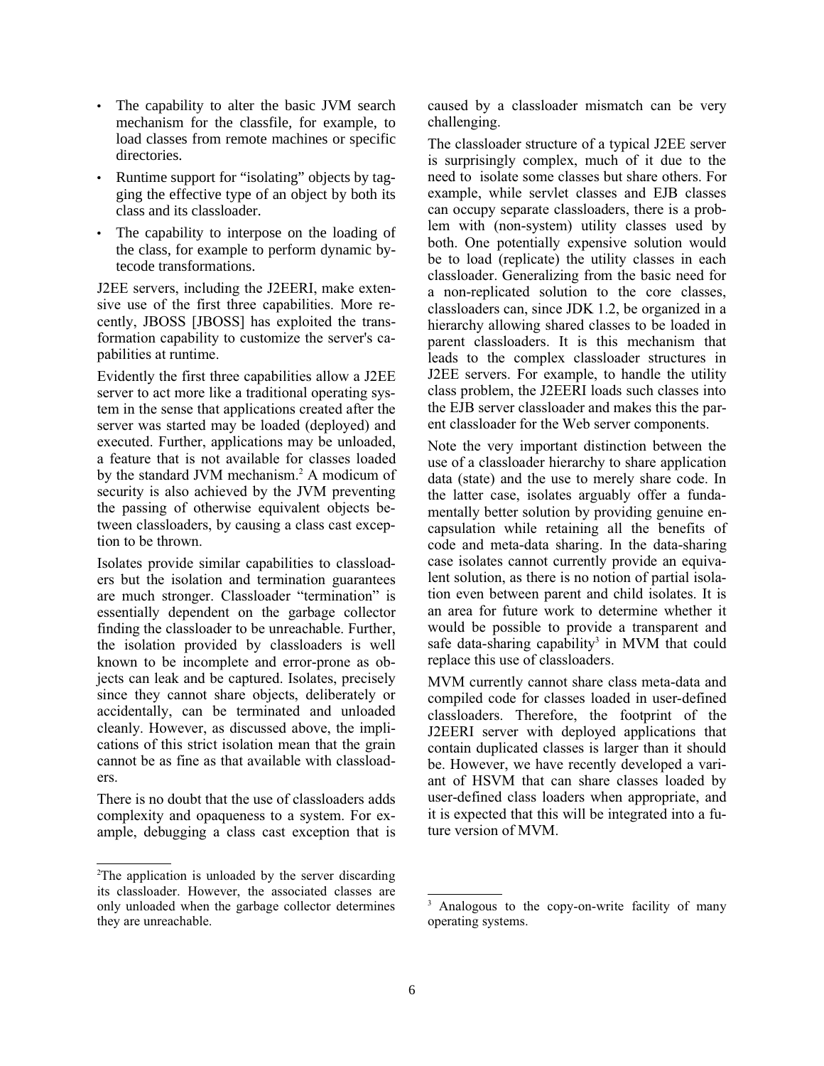- The capability to alter the basic JVM search mechanism for the classfile, for example, to load classes from remote machines or specific directories.
- Runtime support for "isolating" objects by tagging the effective type of an object by both its class and its classloader.
- The capability to interpose on the loading of the class, for example to perform dynamic bytecode transformations.

J2EE servers, including the J2EERI, make extensive use of the first three capabilities. More recently, JBOSS [JBOSS] has exploited the transformation capability to customize the server's capabilities at runtime.

Evidently the first three capabilities allow a J2EE server to act more like a traditional operating system in the sense that applications created after the server was started may be loaded (deployed) and executed. Further, applications may be unloaded, a feature that is not available for classes loaded by the standard JVM mechanism.[2] A modicum of security is also achieved by the JVM preventing the passing of otherwise equivalent objects between classloaders, by causing a class cast exception to be thrown.

Isolates provide similar capabilities to classloaders but the isolation and termination guarantees are much stronger. Classloader "termination" is essentially dependent on the garbage collector finding the classloader to be unreachable. Further, the isolation provided by classloaders is well known to be incomplete and error-prone as objects can leak and be captured. Isolates, precisely since they cannot share objects, deliberately or accidentally, can be terminated and unloaded cleanly. However, as discussed above, the implications of this strict isolation mean that the grain cannot be as fine as that available with classloaders.

There is no doubt that the use of classloaders adds complexity and opaqueness to a system. For example, debugging a class cast exception that is caused by a classloader mismatch can be very challenging.

The classloader structure of a typical J2EE server is surprisingly complex, much of it due to the need to isolate some classes but share others. For example, while servlet classes and EJB classes can occupy separate classloaders, there is a problem with (non-system) utility classes used by both. One potentially expensive solution would be to load (replicate) the utility classes in each classloader. Generalizing from the basic need for a non-replicated solution to the core classes, classloaders can, since JDK 1.2, be organized in a hierarchy allowing shared classes to be loaded in parent classloaders. It is this mechanism that leads to the complex classloader structures in J2EE servers. For example, to handle the utility class problem, the J2EERI loads such classes into the EJB server classloader and makes this the parent classloader for the Web server components.

Note the very important distinction between the use of a classloader hierarchy to share application data (state) and the use to merely share code. In the latter case, isolates arguably offer a fundamentally better solution by providing genuine encapsulation while retaining all the benefits of code and meta-data sharing. In the data-sharing case isolates cannot currently provide an equivalent solution, as there is no notion of partial isolation even between parent and child isolates. It is an area for future work to determine whether it would be possible to provide a transparent and safe data-sharing capability[3] in MVM that could replace this use of classloaders.

MVM currently cannot share class meta-data and compiled code for classes loaded in user-defined classloaders. Therefore, the footprint of the J2EERI server with deployed applications that contain duplicated classes is larger than it should be. However, we have recently developed a variant of HSVM that can share classes loaded by user-defined class loaders when appropriate, and it is expected that this will be integrated into a future version of MVM.

---

[2] The application is unloaded by the server discarding its classloader. However, the associated classes are only unloaded when the garbage collector determines they are unreachable.

[3] Analogous to the copy-on-write facility of many operating systems.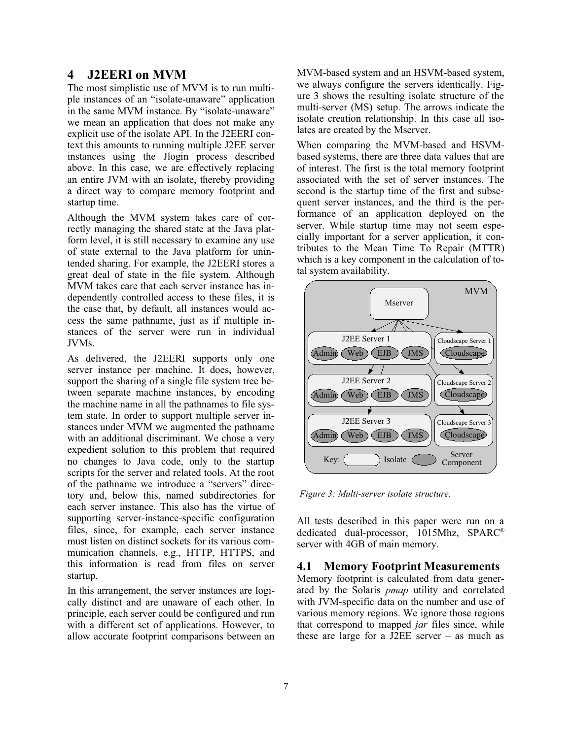## 4 J2EERI on MVM

The most simplistic use of MVM is to run multiple instances of an "isolate-unaware" application in the same MVM instance. By "isolate-unaware" we mean an application that does not make any explicit use of the isolate API. In the J2EERI context this amounts to running multiple J2EE server instances using the Jlogin process described above. In this case, we are effectively replacing an entire JVM with an isolate, thereby providing a direct way to compare memory footprint and startup time.

Although the MVM system takes care of correctly managing the shared state at the Java platform level, it is still necessary to examine any use of state external to the Java platform for unintended sharing. For example, the J2EERI stores a great deal of state in the file system. Although MVM takes care that each server instance has independently controlled access to these files, it is the case that, by default, all instances would access the same pathname, just as if multiple instances of the server were run in individual JVMs.

As delivered, the J2EERI supports only one server instance per machine. It does, however, support the sharing of a single file system tree between separate machine instances, by encoding the machine name in all the pathnames to file system state. In order to support multiple server instances under MVM we augmented the pathname with an additional discriminant. We chose a very expedient solution to this problem that required no changes to Java code, only to the startup scripts for the server and related tools. At the root of the pathname we introduce a "servers" directory and, below this, named subdirectories for each server instance. This also has the virtue of supporting server-instance-specific configuration files, since, for example, each server instance must listen on distinct sockets for its various communication channels, e.g., HTTP, HTTPS, and this information is read from files on server startup.

In this arrangement, the server instances are logically distinct and are unaware of each other. In principle, each server could be configured and run with a different set of applications. However, to allow accurate footprint comparisons between an MVM-based system and an HSVM-based system, we always configure the servers identically. Figure 3 shows the resulting isolate structure of the multi-server (MS) setup. The arrows indicate the isolate creation relationship. In this case all isolates are created by the Mserver.

When comparing the MVM-based and HSVM-based systems, there are three data values that are of interest. The first is the total memory footprint associated with the set of server instances. The second is the startup time of the first and subsequent server instances, and the third is the performance of an application deployed on the server. While startup time may not seem especially important for a server application, it contributes to the Mean Time To Repair (MTTR) which is a key component in the calculation of total system availability.

MVM

Mserver

J2EE Server 1
Admin Web EJB JMS

Cloudscape Server 1
Cloudscape

J2EE Server 2
Admin Web EJB JMS

Cloudscape Server 2
Cloudscape

J2EE Server 3
Admin Web EJB JMS

Cloudscape Server 3
Cloudscape

Key: Isolate Server Component

*Figure 3: Multi-server isolate structure.*

All tests described in this paper were run on a dedicated dual-processor, 1015Mhz, SPARC® server with 4GB of main memory.

### 4.1 Memory Footprint Measurements

Memory footprint is calculated from data generated by the Solaris *pmap* utility and correlated with JVM-specific data on the number and use of various memory regions. We ignore those regions that correspond to mapped *jar* files since, while these are large for a J2EE server – as much as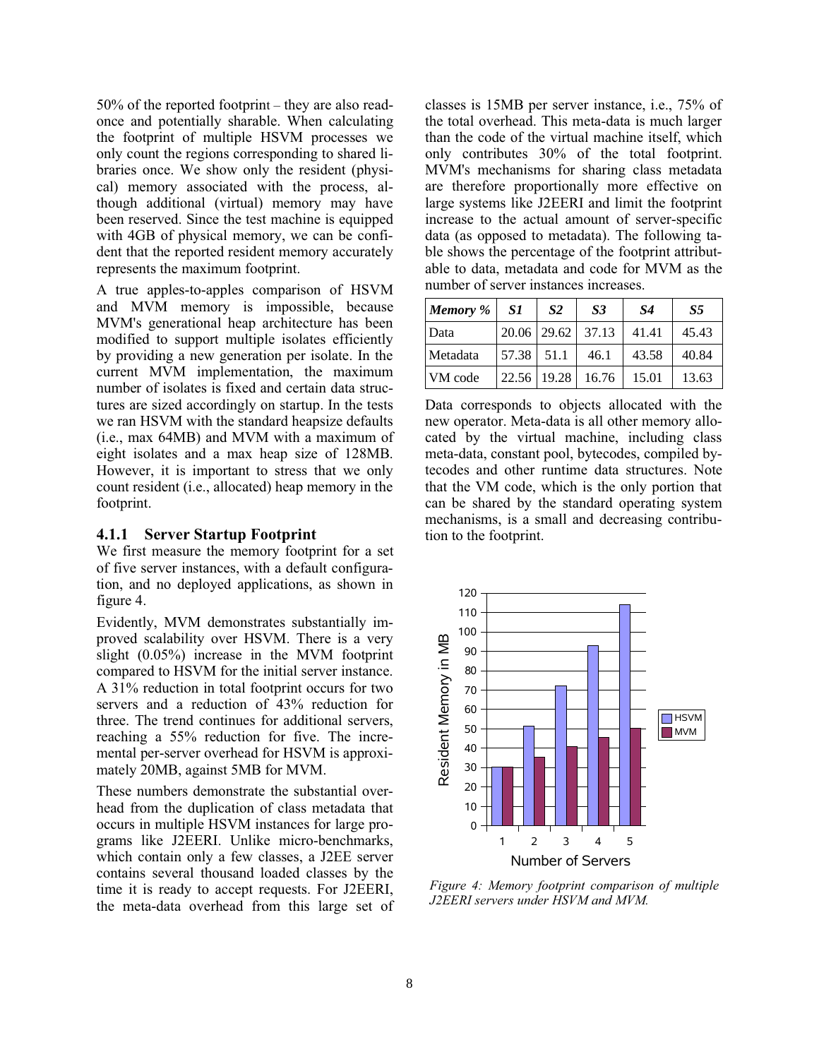50% of the reported footprint – they are also read-once and potentially sharable. When calculating the footprint of multiple HSVM processes we only count the regions corresponding to shared libraries once. We show only the resident (physical) memory associated with the process, although additional (virtual) memory may have been reserved. Since the test machine is equipped with 4GB of physical memory, we can be confident that the reported resident memory accurately represents the maximum footprint.

A true apples-to-apples comparison of HSVM and MVM memory is impossible, because MVM's generational heap architecture has been modified to support multiple isolates efficiently by providing a new generation per isolate. In the current MVM implementation, the maximum number of isolates is fixed and certain data structures are sized accordingly on startup. In the tests we ran HSVM with the standard heapsize defaults (i.e., max 64MB) and MVM with a maximum of eight isolates and a max heap size of 128MB. However, it is important to stress that we only count resident (i.e., allocated) heap memory in the footprint.

### 4.1.1 Server Startup Footprint

We first measure the memory footprint for a set of five server instances, with a default configuration, and no deployed applications, as shown in figure 4.

Evidently, MVM demonstrates substantially improved scalability over HSVM. There is a very slight (0.05%) increase in the MVM footprint compared to HSVM for the initial server instance. A 31% reduction in total footprint occurs for two servers and a reduction of 43% reduction for three. The trend continues for additional servers, reaching a 55% reduction for five. The incremental per-server overhead for HSVM is approximately 20MB, against 5MB for MVM.

These numbers demonstrate the substantial overhead from the duplication of class metadata that occurs in multiple HSVM instances for large programs like J2EERI. Unlike micro-benchmarks, which contain only a few classes, a J2EE server contains several thousand loaded classes by the time it is ready to accept requests. For J2EERI, the meta-data overhead from this large set of classes is 15MB per server instance, i.e., 75% of the total overhead. This meta-data is much larger than the code of the virtual machine itself, which only contributes 30% of the total footprint. MVM's mechanisms for sharing class metadata are therefore proportionally more effective on large systems like J2EERI and limit the footprint increase to the actual amount of server-specific data (as opposed to metadata). The following table shows the percentage of the footprint attributable to data, metadata and code for MVM as the number of server instances increases.

| *Memory %* | *S1* | *S2* | *S3* | *S4* | *S5* |
|---|---|---|---|---|---|
| Data | 20.06 | 29.62 | 37.13 | 41.41 | 45.43 |
| Metadata | 57.38 | 51.1 | 46.1 | 43.58 | 40.84 |
| VM code | 22.56 | 19.28 | 16.76 | 15.01 | 13.63 |

Data corresponds to objects allocated with the new operator. Meta-data is all other memory allocated by the virtual machine, including class meta-data, constant pool, bytecodes, compiled bytecodes and other runtime data structures. Note that the VM code, which is the only portion that can be shared by the standard operating system mechanisms, is a small and decreasing contribution to the footprint.

*Figure 4: Memory footprint comparison of multiple J2EERI servers under HSVM and MVM.*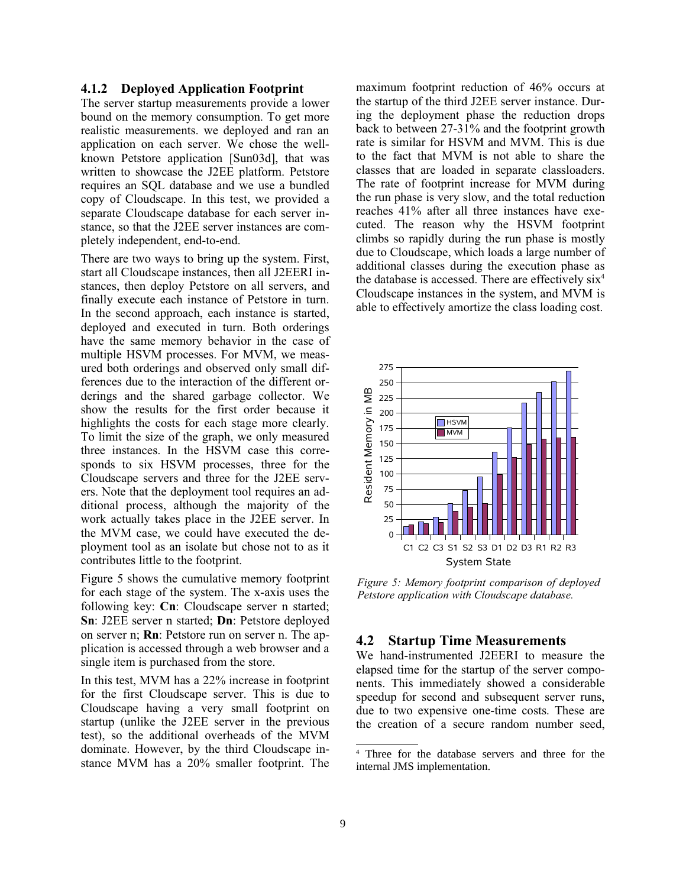### 4.1.2 Deployed Application Footprint

The server startup measurements provide a lower bound on the memory consumption. To get more realistic measurements. we deployed and ran an application on each server. We chose the well-known Petstore application [Sun03d], that was written to showcase the J2EE platform. Petstore requires an SQL database and we use a bundled copy of Cloudscape. In this test, we provided a separate Cloudscape database for each server instance, so that the J2EE server instances are completely independent, end-to-end.

There are two ways to bring up the system. First, start all Cloudscape instances, then all J2EERI instances, then deploy Petstore on all servers, and finally execute each instance of Petstore in turn. In the second approach, each instance is started, deployed and executed in turn. Both orderings have the same memory behavior in the case of multiple HSVM processes. For MVM, we measured both orderings and observed only small differences due to the interaction of the different orderings and the shared garbage collector. We show the results for the first order because it highlights the costs for each stage more clearly. To limit the size of the graph, we only measured three instances. In the HSVM case this corresponds to six HSVM processes, three for the Cloudscape servers and three for the J2EE servers. Note that the deployment tool requires an additional process, although the majority of the work actually takes place in the J2EE server. In the MVM case, we could have executed the deployment tool as an isolate but chose not to as it contributes little to the footprint.

Figure 5 shows the cumulative memory footprint for each stage of the system. The x-axis uses the following key: **Cn**: Cloudscape server n started; **Sn**: J2EE server n started; **Dn**: Petstore deployed on server n; **Rn**: Petstore run on server n. The application is accessed through a web browser and a single item is purchased from the store.

In this test, MVM has a 22% increase in footprint for the first Cloudscape server. This is due to Cloudscape having a very small footprint on startup (unlike the J2EE server in the previous test), so the additional overheads of the MVM dominate. However, by the third Cloudscape instance MVM has a 20% smaller footprint. The maximum footprint reduction of 46% occurs at the startup of the third J2EE server instance. During the deployment phase the reduction drops back to between 27-31% and the footprint growth rate is similar for HSVM and MVM. This is due to the fact that MVM is not able to share the classes that are loaded in separate classloaders. The rate of footprint increase for MVM during the run phase is very slow, and the total reduction reaches 41% after all three instances have executed. The reason why the HSVM footprint climbs so rapidly during the run phase is mostly due to Cloudscape, which loads a large number of additional classes during the execution phase as the database is accessed. There are effectively six[4] Cloudscape instances in the system, and MVM is able to effectively amortize the class loading cost.

*Figure 5: Memory footprint comparison of deployed Petstore application with Cloudscape database.*

## 4.2 Startup Time Measurements

We hand-instrumented J2EERI to measure the elapsed time for the startup of the server components. This immediately showed a considerable speedup for second and subsequent server runs, due to two expensive one-time costs. These are the creation of a secure random number seed,

[4] Three for the database servers and three for the internal JMS implementation.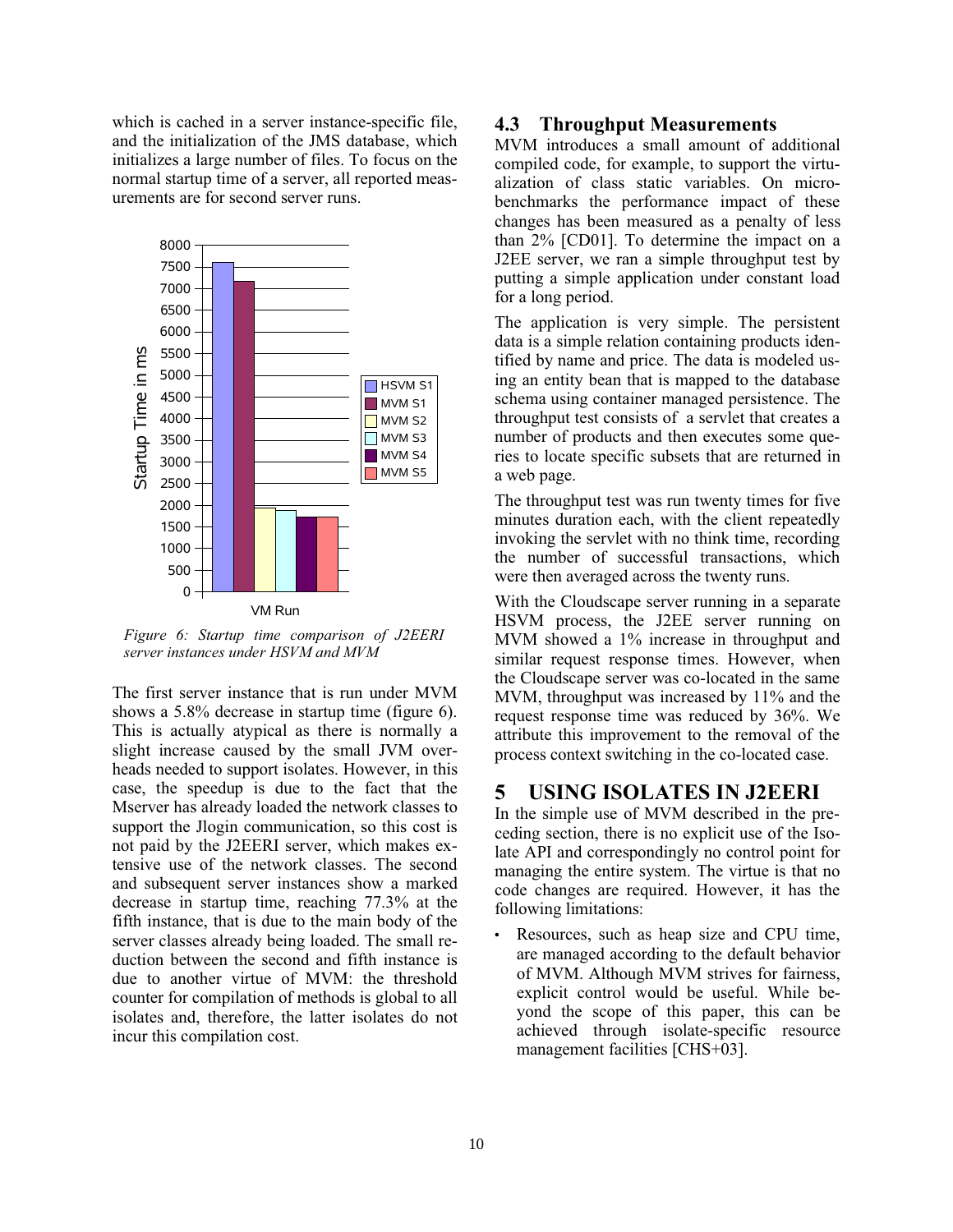which is cached in a server instance-specific file, and the initialization of the JMS database, which initializes a large number of files. To focus on the normal startup time of a server, all reported measurements are for second server runs.

*Figure 6: Startup time comparison of J2EERI server instances under HSVM and MVM*

The first server instance that is run under MVM shows a 5.8% decrease in startup time (figure 6). This is actually atypical as there is normally a slight increase caused by the small JVM overheads needed to support isolates. However, in this case, the speedup is due to the fact that the Mserver has already loaded the network classes to support the Jlogin communication, so this cost is not paid by the J2EERI server, which makes extensive use of the network classes. The second and subsequent server instances show a marked decrease in startup time, reaching 77.3% at the fifth instance, that is due to the main body of the server classes already being loaded. The small reduction between the second and fifth instance is due to another virtue of MVM: the threshold counter for compilation of methods is global to all isolates and, therefore, the latter isolates do not incur this compilation cost.

## 4.3 Throughput Measurements

MVM introduces a small amount of additional compiled code, for example, to support the virtualization of class static variables. On microbenchmarks the performance impact of these changes has been measured as a penalty of less than 2% [CD01]. To determine the impact on a J2EE server, we ran a simple throughput test by putting a simple application under constant load for a long period.

The application is very simple. The persistent data is a simple relation containing products identified by name and price. The data is modeled using an entity bean that is mapped to the database schema using container managed persistence. The throughput test consists of a servlet that creates a number of products and then executes some queries to locate specific subsets that are returned in a web page.

The throughput test was run twenty times for five minutes duration each, with the client repeatedly invoking the servlet with no think time, recording the number of successful transactions, which were then averaged across the twenty runs.

With the Cloudscape server running in a separate HSVM process, the J2EE server running on MVM showed a 1% increase in throughput and similar request response times. However, when the Cloudscape server was co-located in the same MVM, throughput was increased by 11% and the request response time was reduced by 36%. We attribute this improvement to the removal of the process context switching in the co-located case.

# 5 USING ISOLATES IN J2EERI

In the simple use of MVM described in the preceding section, there is no explicit use of the Isolate API and correspondingly no control point for managing the entire system. The virtue is that no code changes are required. However, it has the following limitations:

- Resources, such as heap size and CPU time, are managed according to the default behavior of MVM. Although MVM strives for fairness, explicit control would be useful. While beyond the scope of this paper, this can be achieved through isolate-specific resource management facilities [CHS+03].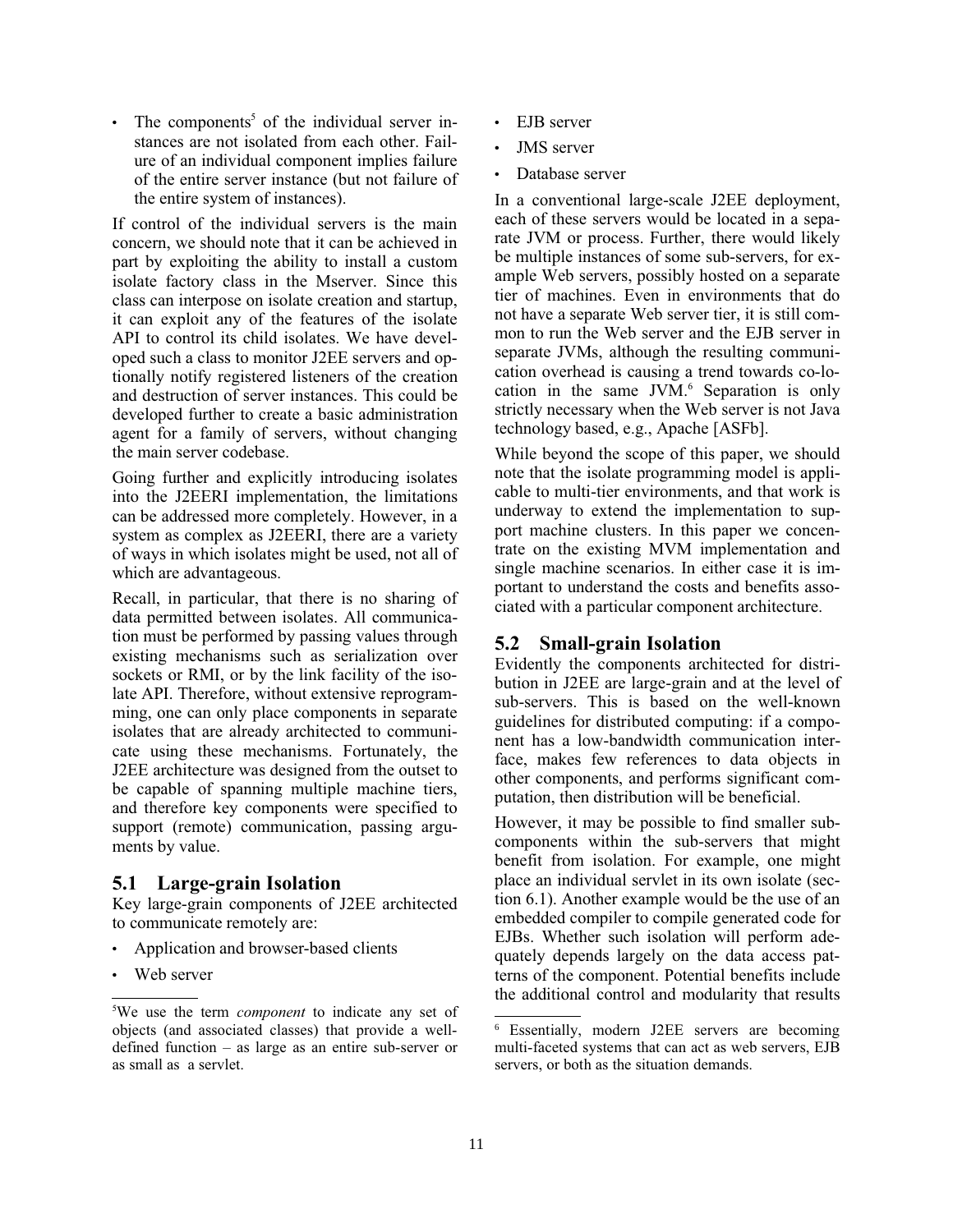- The components[5] of the individual server instances are not isolated from each other. Failure of an individual component implies failure of the entire server instance (but not failure of the entire system of instances).

If control of the individual servers is the main concern, we should note that it can be achieved in part by exploiting the ability to install a custom isolate factory class in the Mserver. Since this class can interpose on isolate creation and startup, it can exploit any of the features of the isolate API to control its child isolates. We have developed such a class to monitor J2EE servers and optionally notify registered listeners of the creation and destruction of server instances. This could be developed further to create a basic administration agent for a family of servers, without changing the main server codebase.

Going further and explicitly introducing isolates into the J2EERI implementation, the limitations can be addressed more completely. However, in a system as complex as J2EERI, there are a variety of ways in which isolates might be used, not all of which are advantageous.

Recall, in particular, that there is no sharing of data permitted between isolates. All communication must be performed by passing values through existing mechanisms such as serialization over sockets or RMI, or by the link facility of the isolate API. Therefore, without extensive reprogramming, one can only place components in separate isolates that are already architected to communicate using these mechanisms. Fortunately, the J2EE architecture was designed from the outset to be capable of spanning multiple machine tiers, and therefore key components were specified to support (remote) communication, passing arguments by value.

## 5.1 Large-grain Isolation

Key large-grain components of J2EE architected to communicate remotely are:

- Application and browser-based clients
- Web server
- EJB server
- JMS server
- Database server

In a conventional large-scale J2EE deployment, each of these servers would be located in a separate JVM or process. Further, there would likely be multiple instances of some sub-servers, for example Web servers, possibly hosted on a separate tier of machines. Even in environments that do not have a separate Web server tier, it is still common to run the Web server and the EJB server in separate JVMs, although the resulting communication overhead is causing a trend towards co-location in the same JVM.[6] Separation is only strictly necessary when the Web server is not Java technology based, e.g., Apache [ASFb].

While beyond the scope of this paper, we should note that the isolate programming model is applicable to multi-tier environments, and that work is underway to extend the implementation to support machine clusters. In this paper we concentrate on the existing MVM implementation and single machine scenarios. In either case it is important to understand the costs and benefits associated with a particular component architecture.

## 5.2 Small-grain Isolation

Evidently the components architected for distribution in J2EE are large-grain and at the level of sub-servers. This is based on the well-known guidelines for distributed computing: if a component has a low-bandwidth communication interface, makes few references to data objects in other components, and performs significant computation, then distribution will be beneficial.

However, it may be possible to find smaller subcomponents within the sub-servers that might benefit from isolation. For example, one might place an individual servlet in its own isolate (section 6.1). Another example would be the use of an embedded compiler to compile generated code for EJBs. Whether such isolation will perform adequately depends largely on the data access patterns of the component. Potential benefits include the additional control and modularity that results

---

[5] We use the term *component* to indicate any set of objects (and associated classes) that provide a well-defined function – as large as an entire sub-server or as small as a servlet.

[6] Essentially, modern J2EE servers are becoming multi-faceted systems that can act as web servers, EJB servers, or both as the situation demands.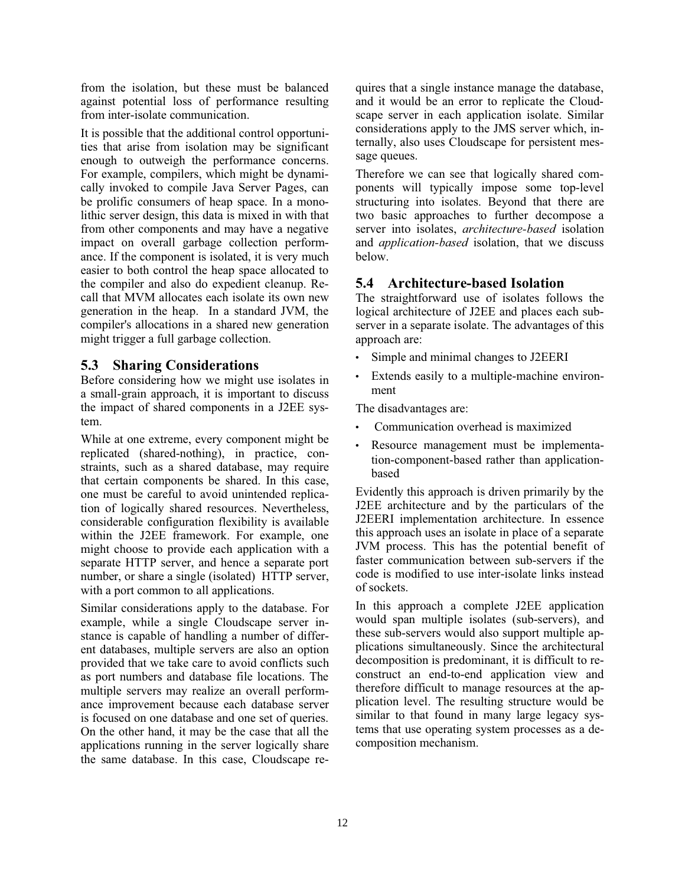from the isolation, but these must be balanced against potential loss of performance resulting from inter-isolate communication.

It is possible that the additional control opportunities that arise from isolation may be significant enough to outweigh the performance concerns. For example, compilers, which might be dynamically invoked to compile Java Server Pages, can be prolific consumers of heap space. In a monolithic server design, this data is mixed in with that from other components and may have a negative impact on overall garbage collection performance. If the component is isolated, it is very much easier to both control the heap space allocated to the compiler and also do expedient cleanup. Recall that MVM allocates each isolate its own new generation in the heap. In a standard JVM, the compiler's allocations in a shared new generation might trigger a full garbage collection.

## 5.3 Sharing Considerations

Before considering how we might use isolates in a small-grain approach, it is important to discuss the impact of shared components in a J2EE system.

While at one extreme, every component might be replicated (shared-nothing), in practice, constraints, such as a shared database, may require that certain components be shared. In this case, one must be careful to avoid unintended replication of logically shared resources. Nevertheless, considerable configuration flexibility is available within the J2EE framework. For example, one might choose to provide each application with a separate HTTP server, and hence a separate port number, or share a single (isolated) HTTP server, with a port common to all applications.

Similar considerations apply to the database. For example, while a single Cloudscape server instance is capable of handling a number of different databases, multiple servers are also an option provided that we take care to avoid conflicts such as port numbers and database file locations. The multiple servers may realize an overall performance improvement because each database server is focused on one database and one set of queries. On the other hand, it may be the case that all the applications running in the server logically share the same database. In this case, Cloudscape requires that a single instance manage the database, and it would be an error to replicate the Cloudscape server in each application isolate. Similar considerations apply to the JMS server which, internally, also uses Cloudscape for persistent message queues.

Therefore we can see that logically shared components will typically impose some top-level structuring into isolates. Beyond that there are two basic approaches to further decompose a server into isolates, *architecture-based* isolation and *application-based* isolation, that we discuss below.

## 5.4 Architecture-based Isolation

The straightforward use of isolates follows the logical architecture of J2EE and places each subserver in a separate isolate. The advantages of this approach are:

- Simple and minimal changes to J2EERI
- Extends easily to a multiple-machine environment

The disadvantages are:

- Communication overhead is maximized
- Resource management must be implementation-component-based rather than application-based

Evidently this approach is driven primarily by the J2EE architecture and by the particulars of the J2EERI implementation architecture. In essence this approach uses an isolate in place of a separate JVM process. This has the potential benefit of faster communication between sub-servers if the code is modified to use inter-isolate links instead of sockets.

In this approach a complete J2EE application would span multiple isolates (sub-servers), and these sub-servers would also support multiple applications simultaneously. Since the architectural decomposition is predominant, it is difficult to reconstruct an end-to-end application view and therefore difficult to manage resources at the application level. The resulting structure would be similar to that found in many large legacy systems that use operating system processes as a decomposition mechanism.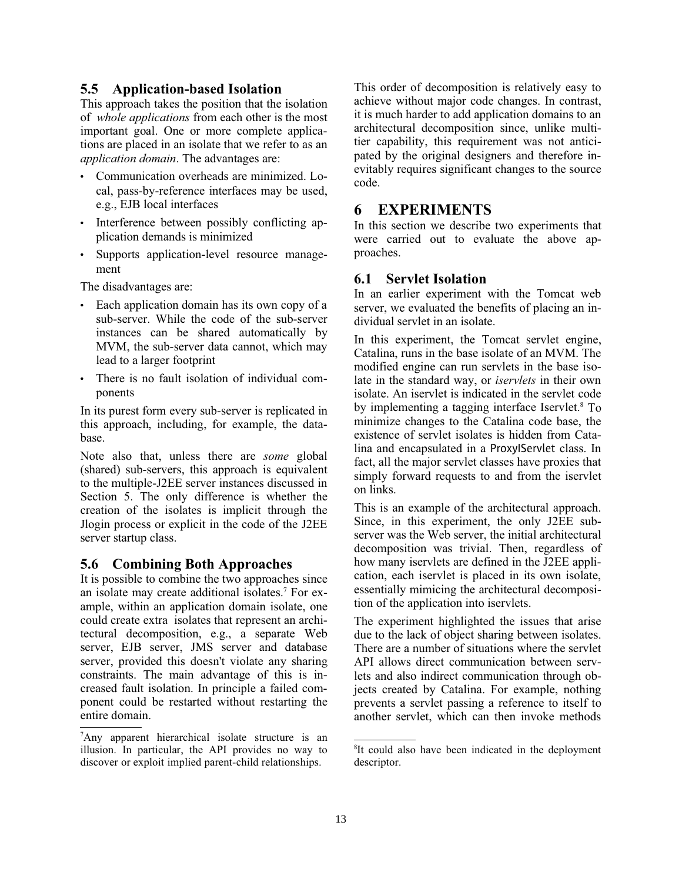## 5.5 Application-based Isolation

This approach takes the position that the isolation of *whole applications* from each other is the most important goal. One or more complete applications are placed in an isolate that we refer to as an *application domain*. The advantages are:

- Communication overheads are minimized. Local, pass-by-reference interfaces may be used, e.g., EJB local interfaces
- Interference between possibly conflicting application demands is minimized
- Supports application-level resource management

The disadvantages are:

- Each application domain has its own copy of a sub-server. While the code of the sub-server instances can be shared automatically by MVM, the sub-server data cannot, which may lead to a larger footprint
- There is no fault isolation of individual components

In its purest form every sub-server is replicated in this approach, including, for example, the database.

Note also that, unless there are *some* global (shared) sub-servers, this approach is equivalent to the multiple-J2EE server instances discussed in Section 5. The only difference is whether the creation of the isolates is implicit through the Jlogin process or explicit in the code of the J2EE server startup class.

## 5.6 Combining Both Approaches

It is possible to combine the two approaches since an isolate may create additional isolates.[7] For example, within an application domain isolate, one could create extra isolates that represent an architectural decomposition, e.g., a separate Web server, EJB server, JMS server and database server, provided this doesn't violate any sharing constraints. The main advantage of this is increased fault isolation. In principle a failed component could be restarted without restarting the entire domain.

This order of decomposition is relatively easy to achieve without major code changes. In contrast, it is much harder to add application domains to an architectural decomposition since, unlike multi-tier capability, this requirement was not anticipated by the original designers and therefore inevitably requires significant changes to the source code.

# 6 EXPERIMENTS

In this section we describe two experiments that were carried out to evaluate the above approaches.

## 6.1 Servlet Isolation

In an earlier experiment with the Tomcat web server, we evaluated the benefits of placing an individual servlet in an isolate.

In this experiment, the Tomcat servlet engine, Catalina, runs in the base isolate of an MVM. The modified engine can run servlets in the base isolate in the standard way, or *iservlets* in their own isolate. An iservlet is indicated in the servlet code by implementing a tagging interface Iservlet.[8] To minimize changes to the Catalina code base, the existence of servlet isolates is hidden from Catalina and encapsulated in a ProxyIServlet class. In fact, all the major servlet classes have proxies that simply forward requests to and from the iservlet on links.

This is an example of the architectural approach. Since, in this experiment, the only J2EE sub-server was the Web server, the initial architectural decomposition was trivial. Then, regardless of how many iservlets are defined in the J2EE application, each iservlet is placed in its own isolate, essentially mimicing the architectural decomposition of the application into iservlets.

The experiment highlighted the issues that arise due to the lack of object sharing between isolates. There are a number of situations where the servlet API allows direct communication between servlets and also indirect communication through objects created by Catalina. For example, nothing prevents a servlet passing a reference to itself to another servlet, which can then invoke methods

[7] Any apparent hierarchical isolate structure is an illusion. In particular, the API provides no way to discover or exploit implied parent-child relationships.

[8] It could also have been indicated in the deployment descriptor.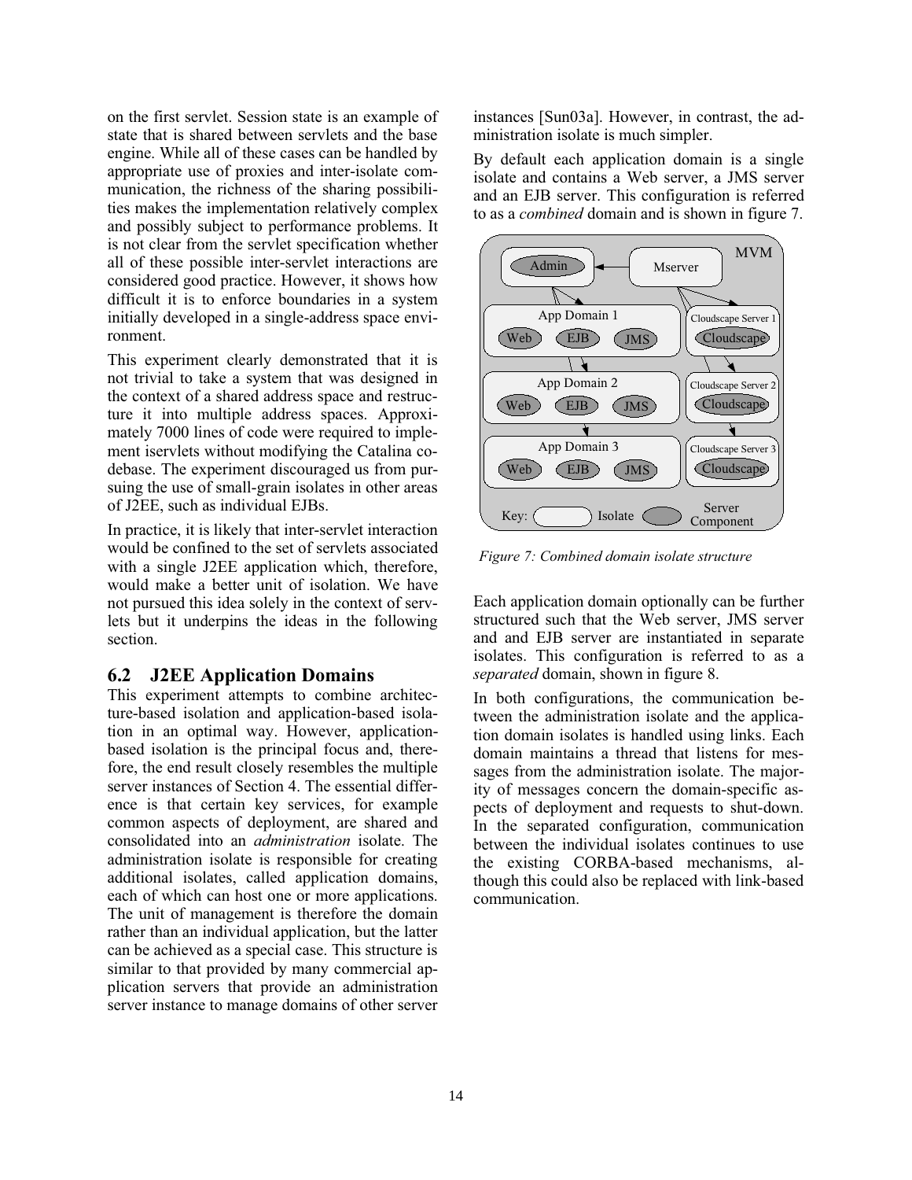on the first servlet. Session state is an example of state that is shared between servlets and the base engine. While all of these cases can be handled by appropriate use of proxies and inter-isolate communication, the richness of the sharing possibilities makes the implementation relatively complex and possibly subject to performance problems. It is not clear from the servlet specification whether all of these possible inter-servlet interactions are considered good practice. However, it shows how difficult it is to enforce boundaries in a system initially developed in a single-address space environment.

This experiment clearly demonstrated that it is not trivial to take a system that was designed in the context of a shared address space and restructure it into multiple address spaces. Approximately 7000 lines of code were required to implement iservlets without modifying the Catalina codebase. The experiment discouraged us from pursuing the use of small-grain isolates in other areas of J2EE, such as individual EJBs.

In practice, it is likely that inter-servlet interaction would be confined to the set of servlets associated with a single J2EE application which, therefore, would make a better unit of isolation. We have not pursued this idea solely in the context of servlets but it underpins the ideas in the following section.

## 6.2 J2EE Application Domains

This experiment attempts to combine architecture-based isolation and application-based isolation in an optimal way. However, application-based isolation is the principal focus and, therefore, the end result closely resembles the multiple server instances of Section 4. The essential difference is that certain key services, for example common aspects of deployment, are shared and consolidated into an *administration* isolate. The administration isolate is responsible for creating additional isolates, called application domains, each of which can host one or more applications. The unit of management is therefore the domain rather than an individual application, but the latter can be achieved as a special case. This structure is similar to that provided by many commercial application servers that provide an administration server instance to manage domains of other server instances [Sun03a]. However, in contrast, the administration isolate is much simpler.

By default each application domain is a single isolate and contains a Web server, a JMS server and an EJB server. This configuration is referred to as a *combined* domain and is shown in figure 7.

*Figure 7: Combined domain isolate structure*

Each application domain optionally can be further structured such that the Web server, JMS server and and EJB server are instantiated in separate isolates. This configuration is referred to as a *separated* domain, shown in figure 8.

In both configurations, the communication between the administration isolate and the application domain isolates is handled using links. Each domain maintains a thread that listens for messages from the administration isolate. The majority of messages concern the domain-specific aspects of deployment and requests to shut-down. In the separated configuration, communication between the individual isolates continues to use the existing CORBA-based mechanisms, although this could also be replaced with link-based communication.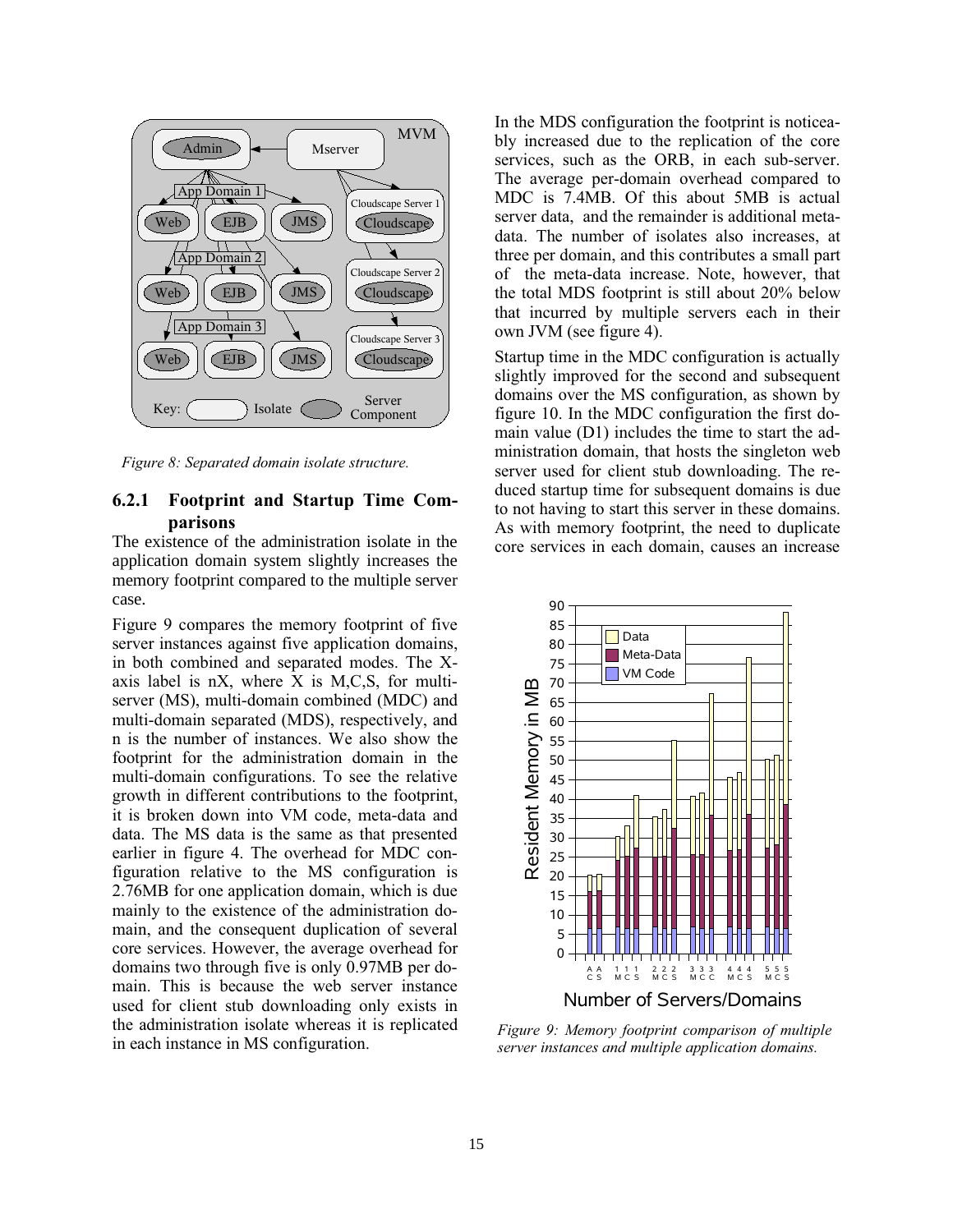Figure 8: Separated domain isolate structure.

### 6.2.1 Footprint and Startup Time Comparisons

The existence of the administration isolate in the application domain system slightly increases the memory footprint compared to the multiple server case.

Figure 9 compares the memory footprint of five server instances against five application domains, in both combined and separated modes. The X-axis label is nX, where X is M,C,S, for multi-server (MS), multi-domain combined (MDC) and multi-domain separated (MDS), respectively, and n is the number of instances. We also show the footprint for the administration domain in the multi-domain configurations. To see the relative growth in different contributions to the footprint, it is broken down into VM code, meta-data and data. The MS data is the same as that presented earlier in figure 4. The overhead for MDC configuration relative to the MS configuration is 2.76MB for one application domain, which is due mainly to the existence of the administration domain, and the consequent duplication of several core services. However, the average overhead for domains two through five is only 0.97MB per domain. This is because the web server instance used for client stub downloading only exists in the administration isolate whereas it is replicated in each instance in MS configuration.

In the MDS configuration the footprint is noticeably increased due to the replication of the core services, such as the ORB, in each sub-server. The average per-domain overhead compared to MDC is 7.4MB. Of this about 5MB is actual server data, and the remainder is additional meta-data. The number of isolates also increases, at three per domain, and this contributes a small part of the meta-data increase. Note, however, that the total MDS footprint is still about 20% below that incurred by multiple servers each in their own JVM (see figure 4).

Startup time in the MDC configuration is actually slightly improved for the second and subsequent domains over the MS configuration, as shown by figure 10. In the MDC configuration the first domain value (D1) includes the time to start the administration domain, that hosts the singleton web server used for client stub downloading. The reduced startup time for subsequent domains is due to not having to start this server in these domains. As with memory footprint, the need to duplicate core services in each domain, causes an increase

Figure 9: Memory footprint comparison of multiple server instances and multiple application domains.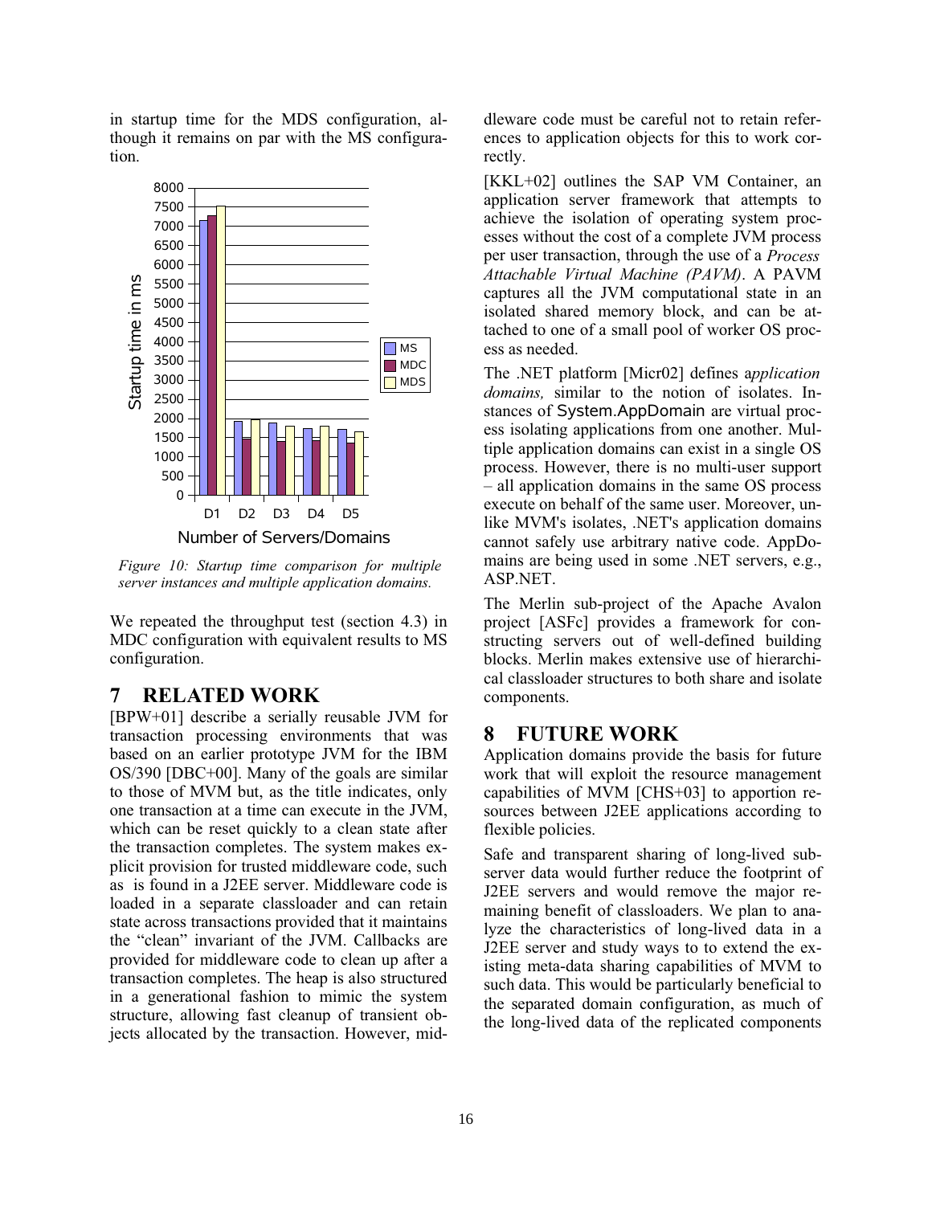in startup time for the MDS configuration, although it remains on par with the MS configuration.

*Figure 10: Startup time comparison for multiple server instances and multiple application domains.*

We repeated the throughput test (section 4.3) in MDC configuration with equivalent results to MS configuration.

# 7 RELATED WORK

[BPW+01] describe a serially reusable JVM for transaction processing environments that was based on an earlier prototype JVM for the IBM OS/390 [DBC+00]. Many of the goals are similar to those of MVM but, as the title indicates, only one transaction at a time can execute in the JVM, which can be reset quickly to a clean state after the transaction completes. The system makes explicit provision for trusted middleware code, such as is found in a J2EE server. Middleware code is loaded in a separate classloader and can retain state across transactions provided that it maintains the "clean" invariant of the JVM. Callbacks are provided for middleware code to clean up after a transaction completes. The heap is also structured in a generational fashion to mimic the system structure, allowing fast cleanup of transient objects allocated by the transaction. However, middleware code must be careful not to retain references to application objects for this to work correctly.

[KKL+02] outlines the SAP VM Container, an application server framework that attempts to achieve the isolation of operating system processes without the cost of a complete JVM process per user transaction, through the use of a *Process Attachable Virtual Machine (PAVM)*. A PAVM captures all the JVM computational state in an isolated shared memory block, and can be attached to one of a small pool of worker OS process as needed.

The .NET platform [Micr02] defines a*pplication domains,* similar to the notion of isolates. Instances of System.AppDomain are virtual process isolating applications from one another. Multiple application domains can exist in a single OS process. However, there is no multi-user support – all application domains in the same OS process execute on behalf of the same user. Moreover, unlike MVM's isolates, .NET's application domains cannot safely use arbitrary native code. AppDomains are being used in some .NET servers, e.g., ASP.NET.

The Merlin sub-project of the Apache Avalon project [ASFc] provides a framework for constructing servers out of well-defined building blocks. Merlin makes extensive use of hierarchical classloader structures to both share and isolate components.

# 8 FUTURE WORK

Application domains provide the basis for future work that will exploit the resource management capabilities of MVM [CHS+03] to apportion resources between J2EE applications according to flexible policies.

Safe and transparent sharing of long-lived sub-server data would further reduce the footprint of J2EE servers and would remove the major remaining benefit of classloaders. We plan to analyze the characteristics of long-lived data in a J2EE server and study ways to to extend the existing meta-data sharing capabilities of MVM to such data. This would be particularly beneficial to the separated domain configuration, as much of the long-lived data of the replicated components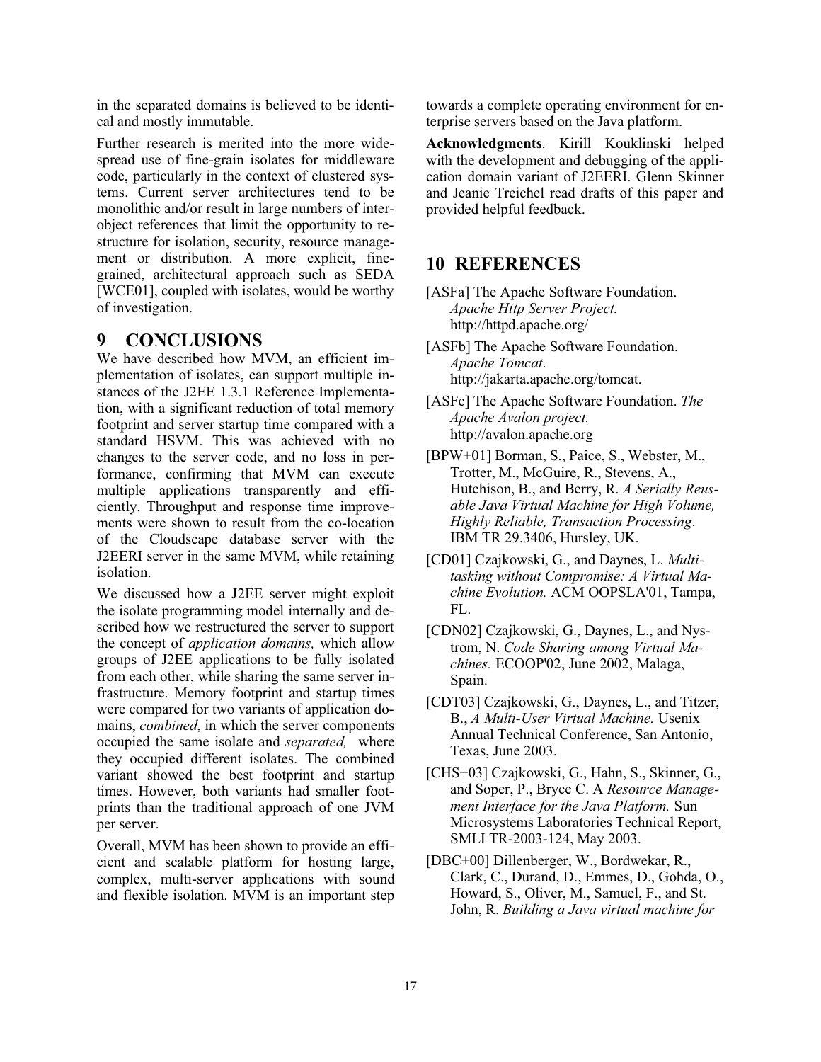in the separated domains is believed to be identical and mostly immutable.

Further research is merited into the more widespread use of fine-grain isolates for middleware code, particularly in the context of clustered systems. Current server architectures tend to be monolithic and/or result in large numbers of inter-object references that limit the opportunity to restructure for isolation, security, resource management or distribution. A more explicit, fine-grained, architectural approach such as SEDA [WCE01], coupled with isolates, would be worthy of investigation.

# 9 CONCLUSIONS

We have described how MVM, an efficient implementation of isolates, can support multiple instances of the J2EE 1.3.1 Reference Implementation, with a significant reduction of total memory footprint and server startup time compared with a standard HSVM. This was achieved with no changes to the server code, and no loss in performance, confirming that MVM can execute multiple applications transparently and efficiently. Throughput and response time improvements were shown to result from the co-location of the Cloudscape database server with the J2EERI server in the same MVM, while retaining isolation.

We discussed how a J2EE server might exploit the isolate programming model internally and described how we restructured the server to support the concept of *application domains,* which allow groups of J2EE applications to be fully isolated from each other, while sharing the same server infrastructure. Memory footprint and startup times were compared for two variants of application domains, *combined*, in which the server components occupied the same isolate and *separated,* where they occupied different isolates. The combined variant showed the best footprint and startup times. However, both variants had smaller footprints than the traditional approach of one JVM per server.

Overall, MVM has been shown to provide an efficient and scalable platform for hosting large, complex, multi-server applications with sound and flexible isolation. MVM is an important step towards a complete operating environment for enterprise servers based on the Java platform.

**Acknowledgments**. Kirill Kouklinski helped with the development and debugging of the application domain variant of J2EERI. Glenn Skinner and Jeanie Treichel read drafts of this paper and provided helpful feedback.

# 10 REFERENCES

[ASFa] The Apache Software Foundation. *Apache Http Server Project.* http://httpd.apache.org/

[ASFb] The Apache Software Foundation. *Apache Tomcat*. http://jakarta.apache.org/tomcat.

[ASFc] The Apache Software Foundation. *The Apache Avalon project.* http://avalon.apache.org

[BPW+01] Borman, S., Paice, S., Webster, M., Trotter, M., McGuire, R., Stevens, A., Hutchison, B., and Berry, R. *A Serially Reusable Java Virtual Machine for High Volume, Highly Reliable, Transaction Processing*. IBM TR 29.3406, Hursley, UK.

[CD01] Czajkowski, G., and Daynes, L. *Multitasking without Compromise: A Virtual Machine Evolution.* ACM OOPSLA'01, Tampa, FL.

[CDN02] Czajkowski, G., Daynes, L., and Nystrom, N. *Code Sharing among Virtual Machines.* ECOOP'02, June 2002, Malaga, Spain.

[CDT03] Czajkowski, G., Daynes, L., and Titzer, B., *A Multi-User Virtual Machine.* Usenix Annual Technical Conference, San Antonio, Texas, June 2003.

[CHS+03] Czajkowski, G., Hahn, S., Skinner, G., and Soper, P., Bryce C. A *Resource Management Interface for the Java Platform.* Sun Microsystems Laboratories Technical Report, SMLI TR-2003-124, May 2003.

[DBC+00] Dillenberger, W., Bordwekar, R., Clark, C., Durand, D., Emmes, D., Gohda, O., Howard, S., Oliver, M., Samuel, F., and St. John, R. *Building a Java virtual machine for*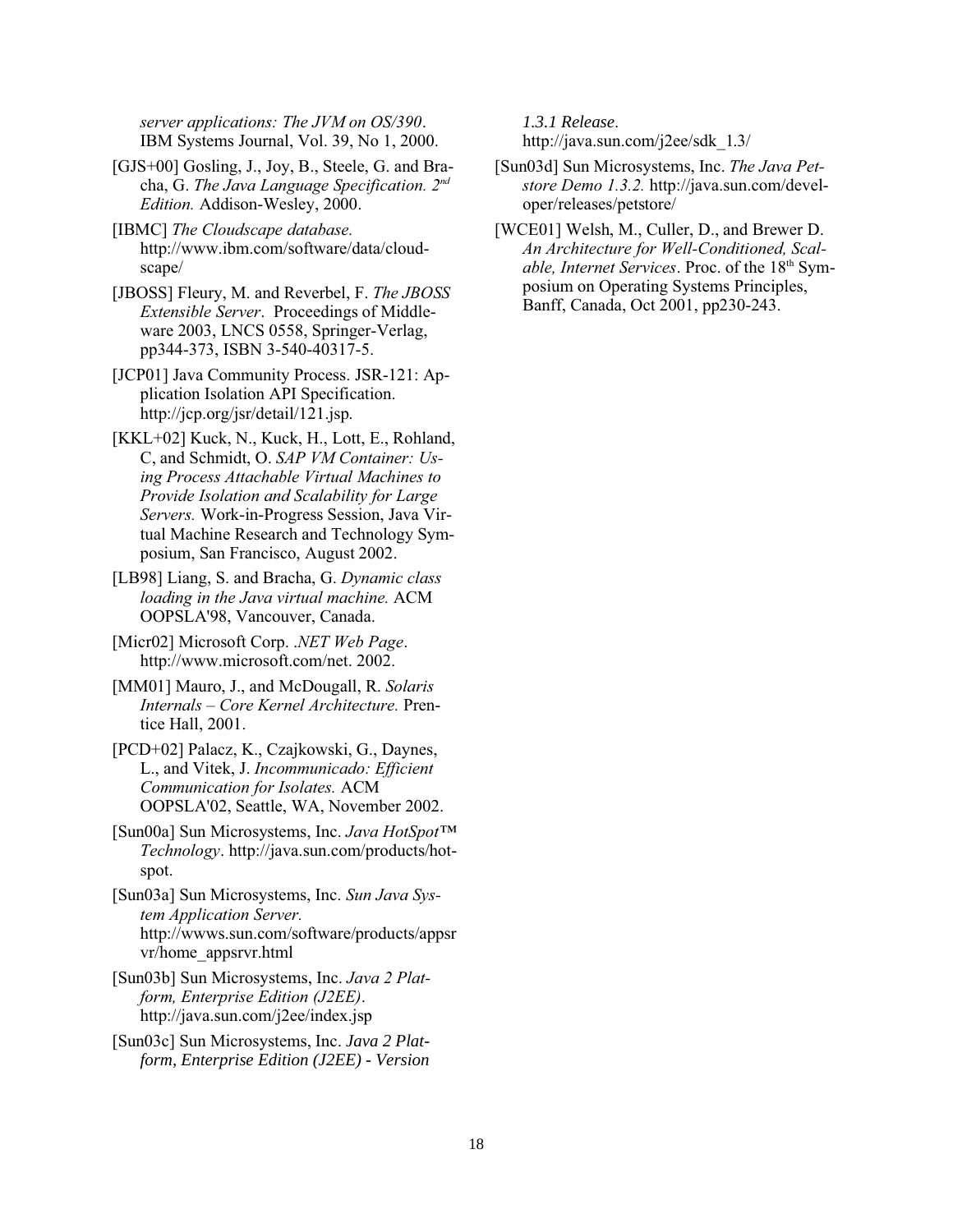*server applications: The JVM on OS/390*. IBM Systems Journal, Vol. 39, No 1, 2000.

[GJS+00] Gosling, J., Joy, B., Steele, G. and Bracha, G. *The Java Language Specification. 2nd Edition.* Addison-Wesley, 2000.

[IBMC] *The Cloudscape database.* http://www.ibm.com/software/data/cloudscape/

[JBOSS] Fleury, M. and Reverbel, F. *The JBOSS Extensible Server*. Proceedings of Middleware 2003, LNCS 0558, Springer-Verlag, pp344-373, ISBN 3-540-40317-5.

[JCP01] Java Community Process. JSR-121: Application Isolation API Specification. http://jcp.org/jsr/detail/121.jsp.

[KKL+02] Kuck, N., Kuck, H., Lott, E., Rohland, C, and Schmidt, O. *SAP VM Container: Using Process Attachable Virtual Machines to Provide Isolation and Scalability for Large Servers.* Work-in-Progress Session, Java Virtual Machine Research and Technology Symposium, San Francisco, August 2002.

[LB98] Liang, S. and Bracha, G. *Dynamic class loading in the Java virtual machine.* ACM OOPSLA'98, Vancouver, Canada.

[Micr02] Microsoft Corp. *.NET Web Page*. http://www.microsoft.com/net. 2002.

[MM01] Mauro, J., and McDougall, R. *Solaris Internals – Core Kernel Architecture.* Prentice Hall, 2001.

[PCD+02] Palacz, K., Czajkowski, G., Daynes, L., and Vitek, J. *Incommunicado: Efficient Communication for Isolates.* ACM OOPSLA'02, Seattle, WA, November 2002.

[Sun00a] Sun Microsystems, Inc. *Java HotSpot™ Technology*. http://java.sun.com/products/hotspot.

[Sun03a] Sun Microsystems, Inc. *Sun Java System Application Server.* http://wwws.sun.com/software/products/appsrvr/home_appsrvr.html

[Sun03b] Sun Microsystems, Inc. *Java 2 Platform, Enterprise Edition (J2EE)*. http://java.sun.com/j2ee/index.jsp

[Sun03c] Sun Microsystems, Inc. *Java 2 Platform, Enterprise Edition (J2EE) - Version 1.3.1 Release*. http://java.sun.com/j2ee/sdk_1.3/

[Sun03d] Sun Microsystems, Inc. *The Java Petstore Demo 1.3.2.* http://java.sun.com/developer/releases/petstore/

[WCE01] Welsh, M., Culler, D., and Brewer D. *An Architecture for Well-Conditioned, Scalable, Internet Services*. Proc. of the 18th Symposium on Operating Systems Principles, Banff, Canada, Oct 2001, pp230-243.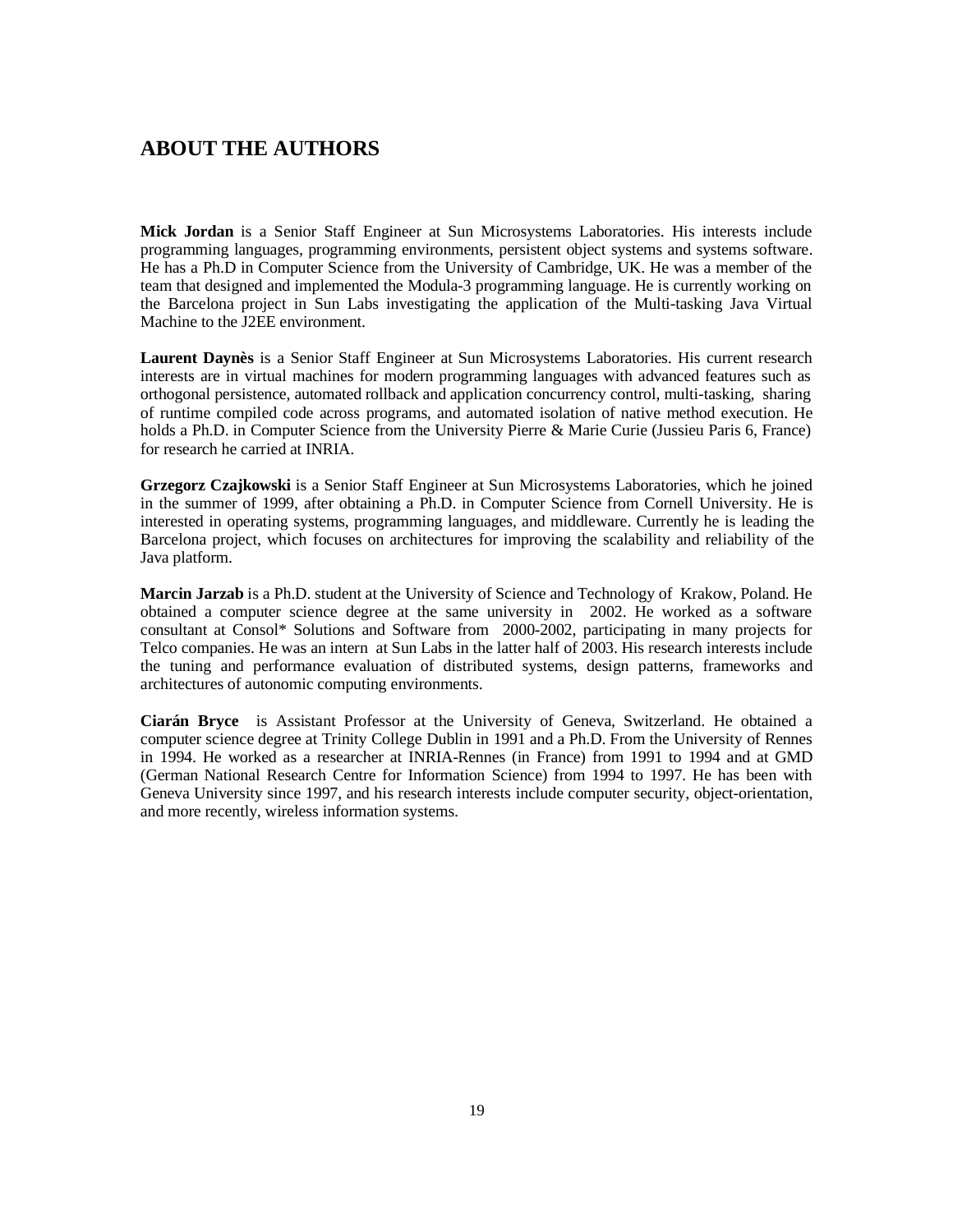## ABOUT THE AUTHORS

**Mick Jordan** is a Senior Staff Engineer at Sun Microsystems Laboratories. His interests include programming languages, programming environments, persistent object systems and systems software. He has a Ph.D in Computer Science from the University of Cambridge, UK. He was a member of the team that designed and implemented the Modula-3 programming language. He is currently working on the Barcelona project in Sun Labs investigating the application of the Multi-tasking Java Virtual Machine to the J2EE environment.

**Laurent Daynès** is a Senior Staff Engineer at Sun Microsystems Laboratories. His current research interests are in virtual machines for modern programming languages with advanced features such as orthogonal persistence, automated rollback and application concurrency control, multi-tasking, sharing of runtime compiled code across programs, and automated isolation of native method execution. He holds a Ph.D. in Computer Science from the University Pierre & Marie Curie (Jussieu Paris 6, France) for research he carried at INRIA.

**Grzegorz Czajkowski** is a Senior Staff Engineer at Sun Microsystems Laboratories, which he joined in the summer of 1999, after obtaining a Ph.D. in Computer Science from Cornell University. He is interested in operating systems, programming languages, and middleware. Currently he is leading the Barcelona project, which focuses on architectures for improving the scalability and reliability of the Java platform.

**Marcin Jarzab** is a Ph.D. student at the University of Science and Technology of Krakow, Poland. He obtained a computer science degree at the same university in 2002. He worked as a software consultant at Consol* Solutions and Software from 2000-2002, participating in many projects for Telco companies. He was an intern at Sun Labs in the latter half of 2003. His research interests include the tuning and performance evaluation of distributed systems, design patterns, frameworks and architectures of autonomic computing environments.

**Ciarán Bryce** is Assistant Professor at the University of Geneva, Switzerland. He obtained a computer science degree at Trinity College Dublin in 1991 and a Ph.D. From the University of Rennes in 1994. He worked as a researcher at INRIA-Rennes (in France) from 1991 to 1994 and at GMD (German National Research Centre for Information Science) from 1994 to 1997. He has been with Geneva University since 1997, and his research interests include computer security, object-orientation, and more recently, wireless information systems.